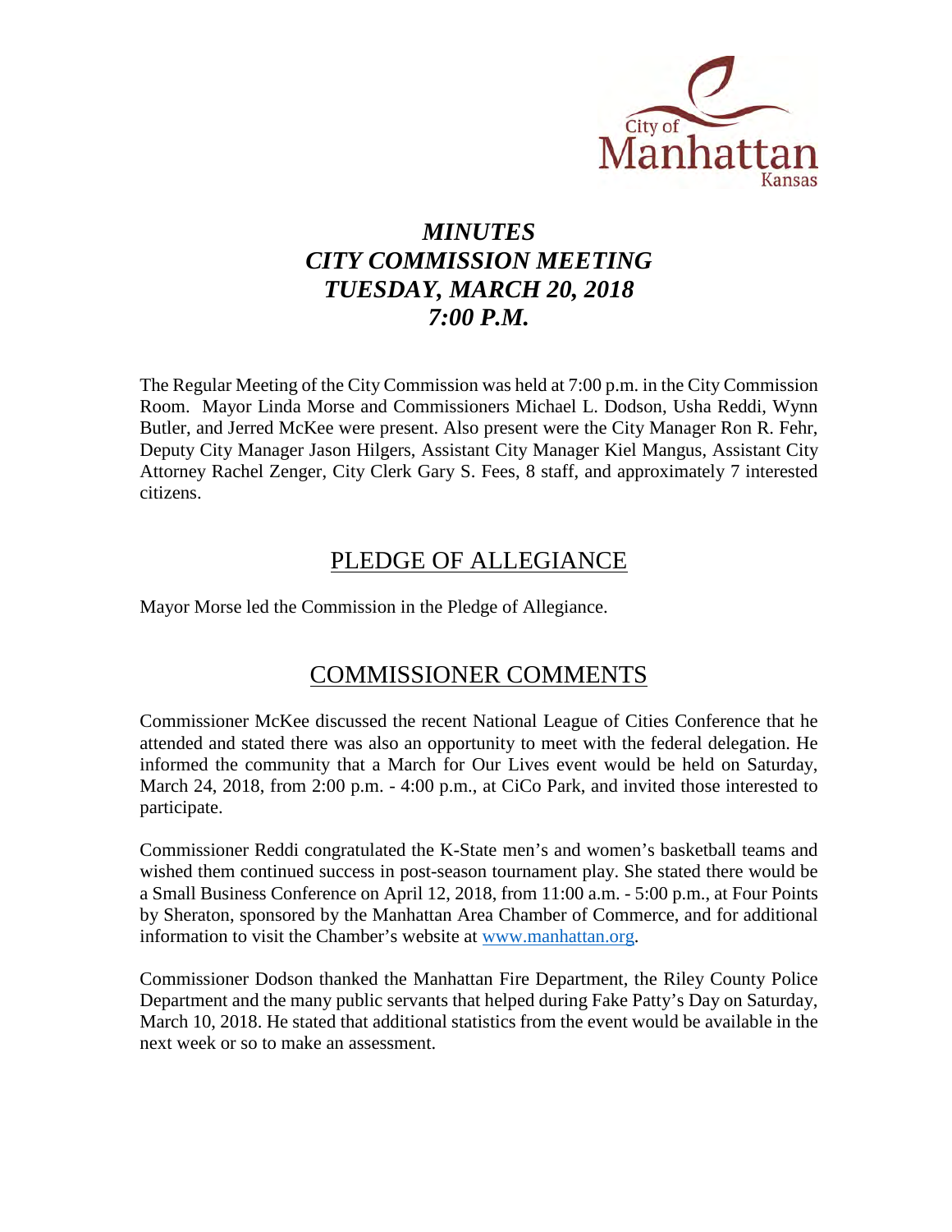City of Manhattan Kansas

# *MINUTES*
# *CITY COMMISSION MEETING*
# *TUESDAY, MARCH 20, 2018*
# *7:00 P.M.*

The Regular Meeting of the City Commission was held at 7:00 p.m. in the City Commission Room. Mayor Linda Morse and Commissioners Michael L. Dodson, Usha Reddi, Wynn Butler, and Jerred McKee were present. Also present were the City Manager Ron R. Fehr, Deputy City Manager Jason Hilgers, Assistant City Manager Kiel Mangus, Assistant City Attorney Rachel Zenger, City Clerk Gary S. Fees, 8 staff, and approximately 7 interested citizens.

## PLEDGE OF ALLEGIANCE

Mayor Morse led the Commission in the Pledge of Allegiance.

## COMMISSIONER COMMENTS

Commissioner McKee discussed the recent National League of Cities Conference that he attended and stated there was also an opportunity to meet with the federal delegation. He informed the community that a March for Our Lives event would be held on Saturday, March 24, 2018, from 2:00 p.m. - 4:00 p.m., at CiCo Park, and invited those interested to participate.

Commissioner Reddi congratulated the K-State men's and women's basketball teams and wished them continued success in post-season tournament play. She stated there would be a Small Business Conference on April 12, 2018, from 11:00 a.m. - 5:00 p.m., at Four Points by Sheraton, sponsored by the Manhattan Area Chamber of Commerce, and for additional information to visit the Chamber's website at [www.manhattan.org](http://www.manhattan.org).

Commissioner Dodson thanked the Manhattan Fire Department, the Riley County Police Department and the many public servants that helped during Fake Patty's Day on Saturday, March 10, 2018. He stated that additional statistics from the event would be available in the next week or so to make an assessment.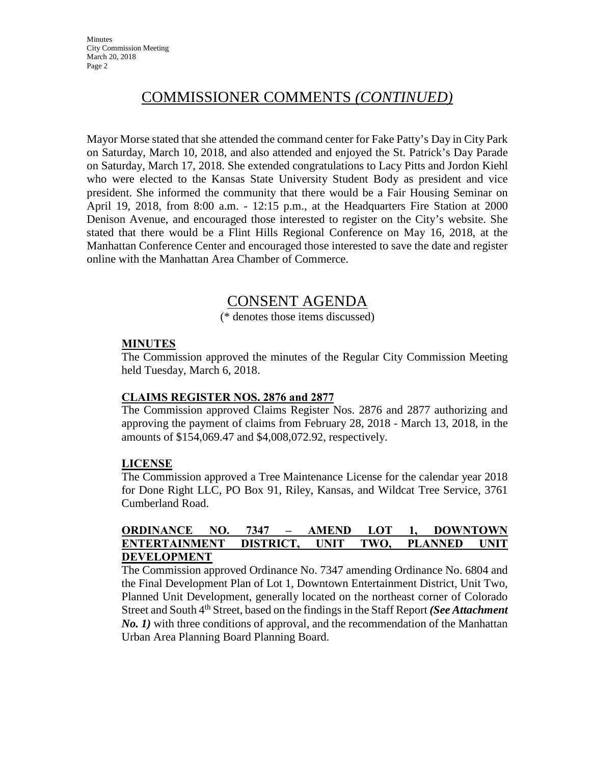## COMMISSIONER COMMENTS *(CONTINUED)*

Mayor Morse stated that she attended the command center for Fake Patty's Day in City Park on Saturday, March 10, 2018, and also attended and enjoyed the St. Patrick's Day Parade on Saturday, March 17, 2018. She extended congratulations to Lacy Pitts and Jordon Kiehl who were elected to the Kansas State University Student Body as president and vice president. She informed the community that there would be a Fair Housing Seminar on April 19, 2018, from 8:00 a.m. - 12:15 p.m., at the Headquarters Fire Station at 2000 Denison Avenue, and encouraged those interested to register on the City's website. She stated that there would be a Flint Hills Regional Conference on May 16, 2018, at the Manhattan Conference Center and encouraged those interested to save the date and register online with the Manhattan Area Chamber of Commerce.

## CONSENT AGENDA

(* denotes those items discussed)

### MINUTES

The Commission approved the minutes of the Regular City Commission Meeting held Tuesday, March 6, 2018.

### CLAIMS REGISTER NOS. 2876 and 2877

The Commission approved Claims Register Nos. 2876 and 2877 authorizing and approving the payment of claims from February 28, 2018 - March 13, 2018, in the amounts of $154,069.47 and $4,008,072.92, respectively.

### LICENSE

The Commission approved a Tree Maintenance License for the calendar year 2018 for Done Right LLC, PO Box 91, Riley, Kansas, and Wildcat Tree Service, 3761 Cumberland Road.

### ORDINANCE NO. 7347 – AMEND LOT 1, DOWNTOWN ENTERTAINMENT DISTRICT, UNIT TWO, PLANNED UNIT DEVELOPMENT

The Commission approved Ordinance No. 7347 amending Ordinance No. 6804 and the Final Development Plan of Lot 1, Downtown Entertainment District, Unit Two, Planned Unit Development, generally located on the northeast corner of Colorado Street and South 4th Street, based on the findings in the Staff Report ***(See Attachment No. 1)*** with three conditions of approval, and the recommendation of the Manhattan Urban Area Planning Board Planning Board.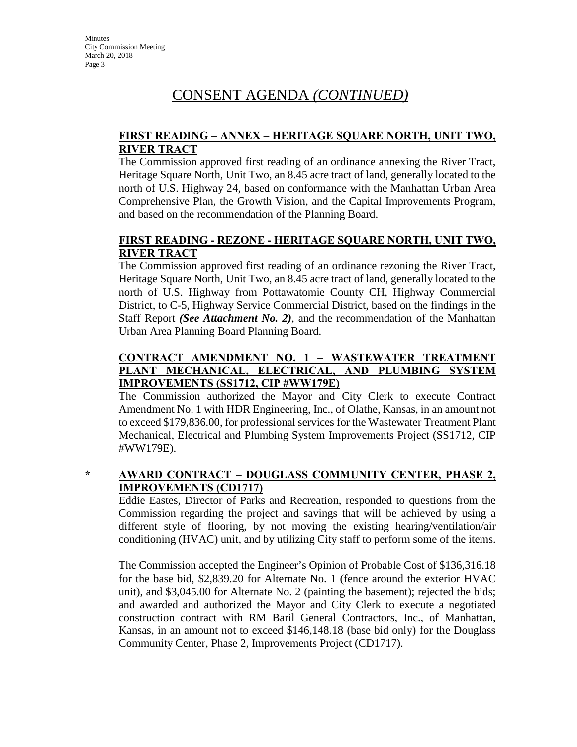# CONSENT AGENDA *(CONTINUED)*

**FIRST READING – ANNEX – HERITAGE SQUARE NORTH, UNIT TWO, RIVER TRACT**

The Commission approved first reading of an ordinance annexing the River Tract, Heritage Square North, Unit Two, an 8.45 acre tract of land, generally located to the north of U.S. Highway 24, based on conformance with the Manhattan Urban Area Comprehensive Plan, the Growth Vision, and the Capital Improvements Program, and based on the recommendation of the Planning Board.

**FIRST READING - REZONE - HERITAGE SQUARE NORTH, UNIT TWO, RIVER TRACT**

The Commission approved first reading of an ordinance rezoning the River Tract, Heritage Square North, Unit Two, an 8.45 acre tract of land, generally located to the north of U.S. Highway from Pottawatomie County CH, Highway Commercial District, to C-5, Highway Service Commercial District, based on the findings in the Staff Report ***(See Attachment No. 2)***, and the recommendation of the Manhattan Urban Area Planning Board Planning Board.

**CONTRACT AMENDMENT NO. 1 – WASTEWATER TREATMENT PLANT MECHANICAL, ELECTRICAL, AND PLUMBING SYSTEM IMPROVEMENTS (SS1712, CIP #WW179E)**

The Commission authorized the Mayor and City Clerk to execute Contract Amendment No. 1 with HDR Engineering, Inc., of Olathe, Kansas, in an amount not to exceed $179,836.00, for professional services for the Wastewater Treatment Plant Mechanical, Electrical and Plumbing System Improvements Project (SS1712, CIP #WW179E).

\* **AWARD CONTRACT – DOUGLASS COMMUNITY CENTER, PHASE 2, IMPROVEMENTS (CD1717)**

Eddie Eastes, Director of Parks and Recreation, responded to questions from the Commission regarding the project and savings that will be achieved by using a different style of flooring, by not moving the existing hearing/ventilation/air conditioning (HVAC) unit, and by utilizing City staff to perform some of the items.

The Commission accepted the Engineer's Opinion of Probable Cost of $136,316.18 for the base bid, $2,839.20 for Alternate No. 1 (fence around the exterior HVAC unit), and $3,045.00 for Alternate No. 2 (painting the basement); rejected the bids; and awarded and authorized the Mayor and City Clerk to execute a negotiated construction contract with RM Baril General Contractors, Inc., of Manhattan, Kansas, in an amount not to exceed $146,148.18 (base bid only) for the Douglass Community Center, Phase 2, Improvements Project (CD1717).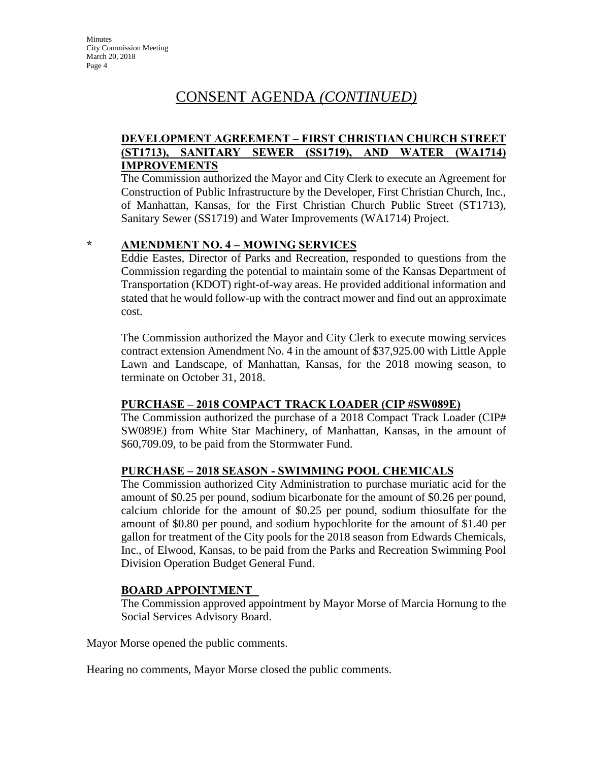## CONSENT AGENDA *(CONTINUED)*

**DEVELOPMENT AGREEMENT – FIRST CHRISTIAN CHURCH STREET (ST1713), SANITARY SEWER (SS1719), AND WATER (WA1714) IMPROVEMENTS**

The Commission authorized the Mayor and City Clerk to execute an Agreement for Construction of Public Infrastructure by the Developer, First Christian Church, Inc., of Manhattan, Kansas, for the First Christian Church Public Street (ST1713), Sanitary Sewer (SS1719) and Water Improvements (WA1714) Project.

**\* AMENDMENT NO. 4 – MOWING SERVICES**

Eddie Eastes, Director of Parks and Recreation, responded to questions from the Commission regarding the potential to maintain some of the Kansas Department of Transportation (KDOT) right-of-way areas. He provided additional information and stated that he would follow-up with the contract mower and find out an approximate cost.

The Commission authorized the Mayor and City Clerk to execute mowing services contract extension Amendment No. 4 in the amount of $37,925.00 with Little Apple Lawn and Landscape, of Manhattan, Kansas, for the 2018 mowing season, to terminate on October 31, 2018.

**PURCHASE – 2018 COMPACT TRACK LOADER (CIP #SW089E)**

The Commission authorized the purchase of a 2018 Compact Track Loader (CIP# SW089E) from White Star Machinery, of Manhattan, Kansas, in the amount of $60,709.09, to be paid from the Stormwater Fund.

**PURCHASE – 2018 SEASON - SWIMMING POOL CHEMICALS**

The Commission authorized City Administration to purchase muriatic acid for the amount of $0.25 per pound, sodium bicarbonate for the amount of $0.26 per pound, calcium chloride for the amount of $0.25 per pound, sodium thiosulfate for the amount of $0.80 per pound, and sodium hypochlorite for the amount of $1.40 per gallon for treatment of the City pools for the 2018 season from Edwards Chemicals, Inc., of Elwood, Kansas, to be paid from the Parks and Recreation Swimming Pool Division Operation Budget General Fund.

**BOARD APPOINTMENT**

The Commission approved appointment by Mayor Morse of Marcia Hornung to the Social Services Advisory Board.

Mayor Morse opened the public comments.

Hearing no comments, Mayor Morse closed the public comments.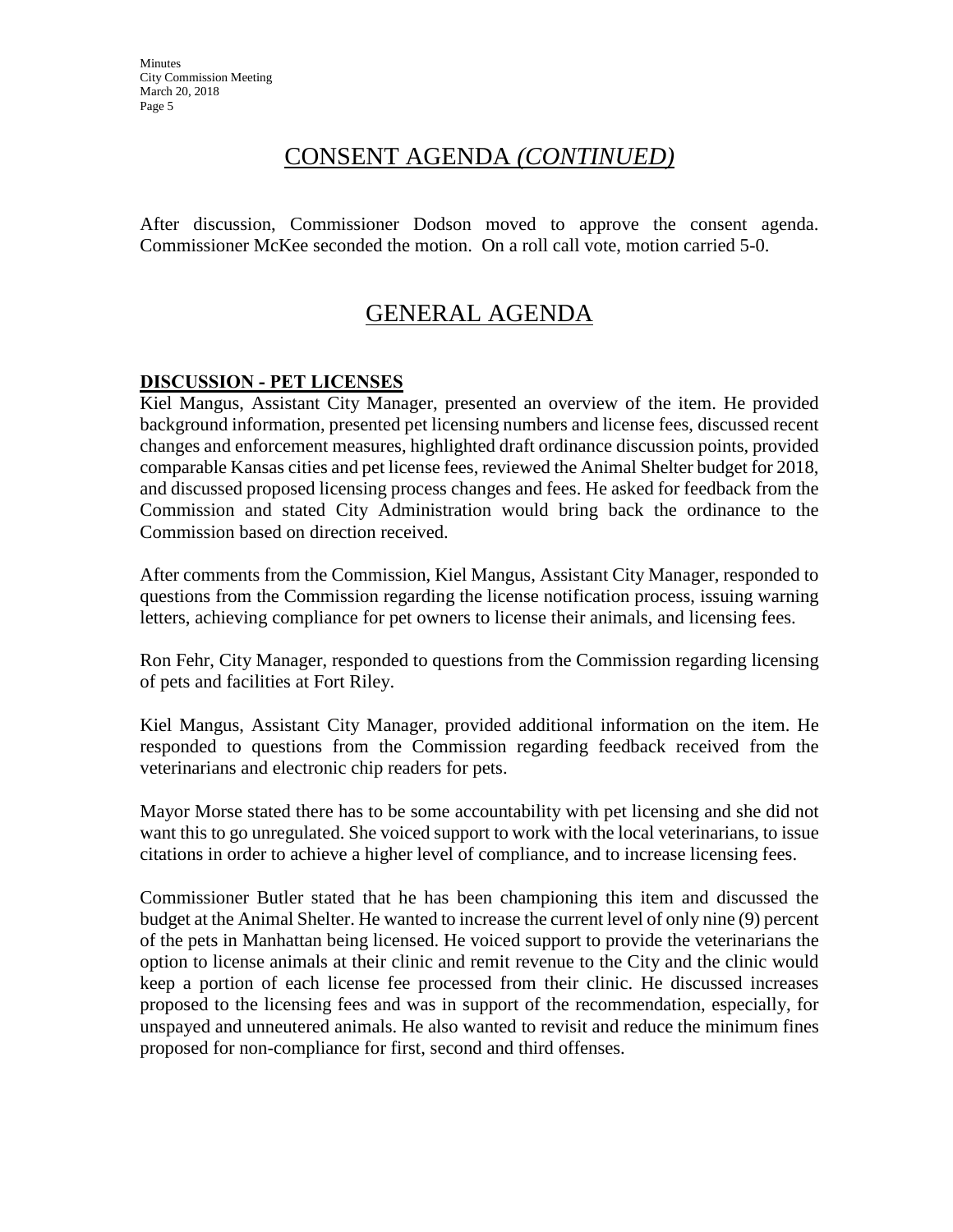## CONSENT AGENDA *(CONTINUED)*

After discussion, Commissioner Dodson moved to approve the consent agenda. Commissioner McKee seconded the motion. On a roll call vote, motion carried 5-0.

## GENERAL AGENDA

**DISCUSSION - PET LICENSES**

Kiel Mangus, Assistant City Manager, presented an overview of the item. He provided background information, presented pet licensing numbers and license fees, discussed recent changes and enforcement measures, highlighted draft ordinance discussion points, provided comparable Kansas cities and pet license fees, reviewed the Animal Shelter budget for 2018, and discussed proposed licensing process changes and fees. He asked for feedback from the Commission and stated City Administration would bring back the ordinance to the Commission based on direction received.

After comments from the Commission, Kiel Mangus, Assistant City Manager, responded to questions from the Commission regarding the license notification process, issuing warning letters, achieving compliance for pet owners to license their animals, and licensing fees.

Ron Fehr, City Manager, responded to questions from the Commission regarding licensing of pets and facilities at Fort Riley.

Kiel Mangus, Assistant City Manager, provided additional information on the item. He responded to questions from the Commission regarding feedback received from the veterinarians and electronic chip readers for pets.

Mayor Morse stated there has to be some accountability with pet licensing and she did not want this to go unregulated. She voiced support to work with the local veterinarians, to issue citations in order to achieve a higher level of compliance, and to increase licensing fees.

Commissioner Butler stated that he has been championing this item and discussed the budget at the Animal Shelter. He wanted to increase the current level of only nine (9) percent of the pets in Manhattan being licensed. He voiced support to provide the veterinarians the option to license animals at their clinic and remit revenue to the City and the clinic would keep a portion of each license fee processed from their clinic. He discussed increases proposed to the licensing fees and was in support of the recommendation, especially, for unspayed and unneutered animals. He also wanted to revisit and reduce the minimum fines proposed for non-compliance for first, second and third offenses.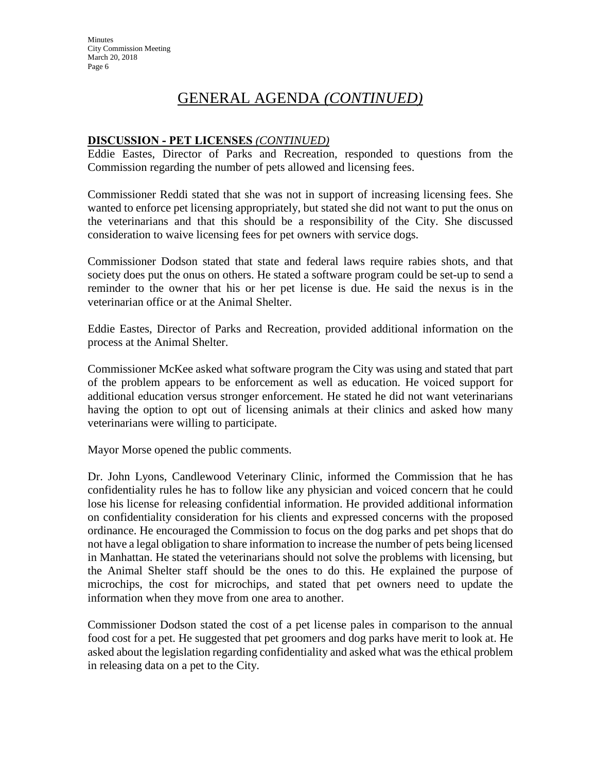## GENERAL AGENDA *(CONTINUED)*

**DISCUSSION - PET LICENSES *(CONTINUED)***

Eddie Eastes, Director of Parks and Recreation, responded to questions from the Commission regarding the number of pets allowed and licensing fees.

Commissioner Reddi stated that she was not in support of increasing licensing fees. She wanted to enforce pet licensing appropriately, but stated she did not want to put the onus on the veterinarians and that this should be a responsibility of the City. She discussed consideration to waive licensing fees for pet owners with service dogs.

Commissioner Dodson stated that state and federal laws require rabies shots, and that society does put the onus on others. He stated a software program could be set-up to send a reminder to the owner that his or her pet license is due. He said the nexus is in the veterinarian office or at the Animal Shelter.

Eddie Eastes, Director of Parks and Recreation, provided additional information on the process at the Animal Shelter.

Commissioner McKee asked what software program the City was using and stated that part of the problem appears to be enforcement as well as education. He voiced support for additional education versus stronger enforcement. He stated he did not want veterinarians having the option to opt out of licensing animals at their clinics and asked how many veterinarians were willing to participate.

Mayor Morse opened the public comments.

Dr. John Lyons, Candlewood Veterinary Clinic, informed the Commission that he has confidentiality rules he has to follow like any physician and voiced concern that he could lose his license for releasing confidential information. He provided additional information on confidentiality consideration for his clients and expressed concerns with the proposed ordinance. He encouraged the Commission to focus on the dog parks and pet shops that do not have a legal obligation to share information to increase the number of pets being licensed in Manhattan. He stated the veterinarians should not solve the problems with licensing, but the Animal Shelter staff should be the ones to do this. He explained the purpose of microchips, the cost for microchips, and stated that pet owners need to update the information when they move from one area to another.

Commissioner Dodson stated the cost of a pet license pales in comparison to the annual food cost for a pet. He suggested that pet groomers and dog parks have merit to look at. He asked about the legislation regarding confidentiality and asked what was the ethical problem in releasing data on a pet to the City.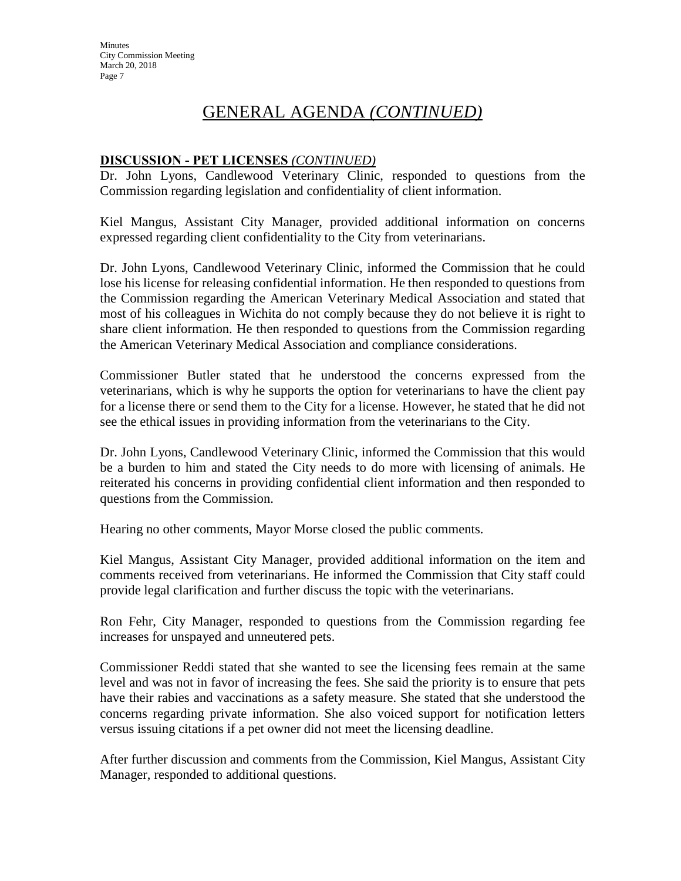# GENERAL AGENDA *(CONTINUED)*

**DISCUSSION - PET LICENSES** *(CONTINUED)*

Dr. John Lyons, Candlewood Veterinary Clinic, responded to questions from the Commission regarding legislation and confidentiality of client information.

Kiel Mangus, Assistant City Manager, provided additional information on concerns expressed regarding client confidentiality to the City from veterinarians.

Dr. John Lyons, Candlewood Veterinary Clinic, informed the Commission that he could lose his license for releasing confidential information. He then responded to questions from the Commission regarding the American Veterinary Medical Association and stated that most of his colleagues in Wichita do not comply because they do not believe it is right to share client information. He then responded to questions from the Commission regarding the American Veterinary Medical Association and compliance considerations.

Commissioner Butler stated that he understood the concerns expressed from the veterinarians, which is why he supports the option for veterinarians to have the client pay for a license there or send them to the City for a license. However, he stated that he did not see the ethical issues in providing information from the veterinarians to the City.

Dr. John Lyons, Candlewood Veterinary Clinic, informed the Commission that this would be a burden to him and stated the City needs to do more with licensing of animals. He reiterated his concerns in providing confidential client information and then responded to questions from the Commission.

Hearing no other comments, Mayor Morse closed the public comments.

Kiel Mangus, Assistant City Manager, provided additional information on the item and comments received from veterinarians. He informed the Commission that City staff could provide legal clarification and further discuss the topic with the veterinarians.

Ron Fehr, City Manager, responded to questions from the Commission regarding fee increases for unspayed and unneutered pets.

Commissioner Reddi stated that she wanted to see the licensing fees remain at the same level and was not in favor of increasing the fees. She said the priority is to ensure that pets have their rabies and vaccinations as a safety measure. She stated that she understood the concerns regarding private information. She also voiced support for notification letters versus issuing citations if a pet owner did not meet the licensing deadline.

After further discussion and comments from the Commission, Kiel Mangus, Assistant City Manager, responded to additional questions.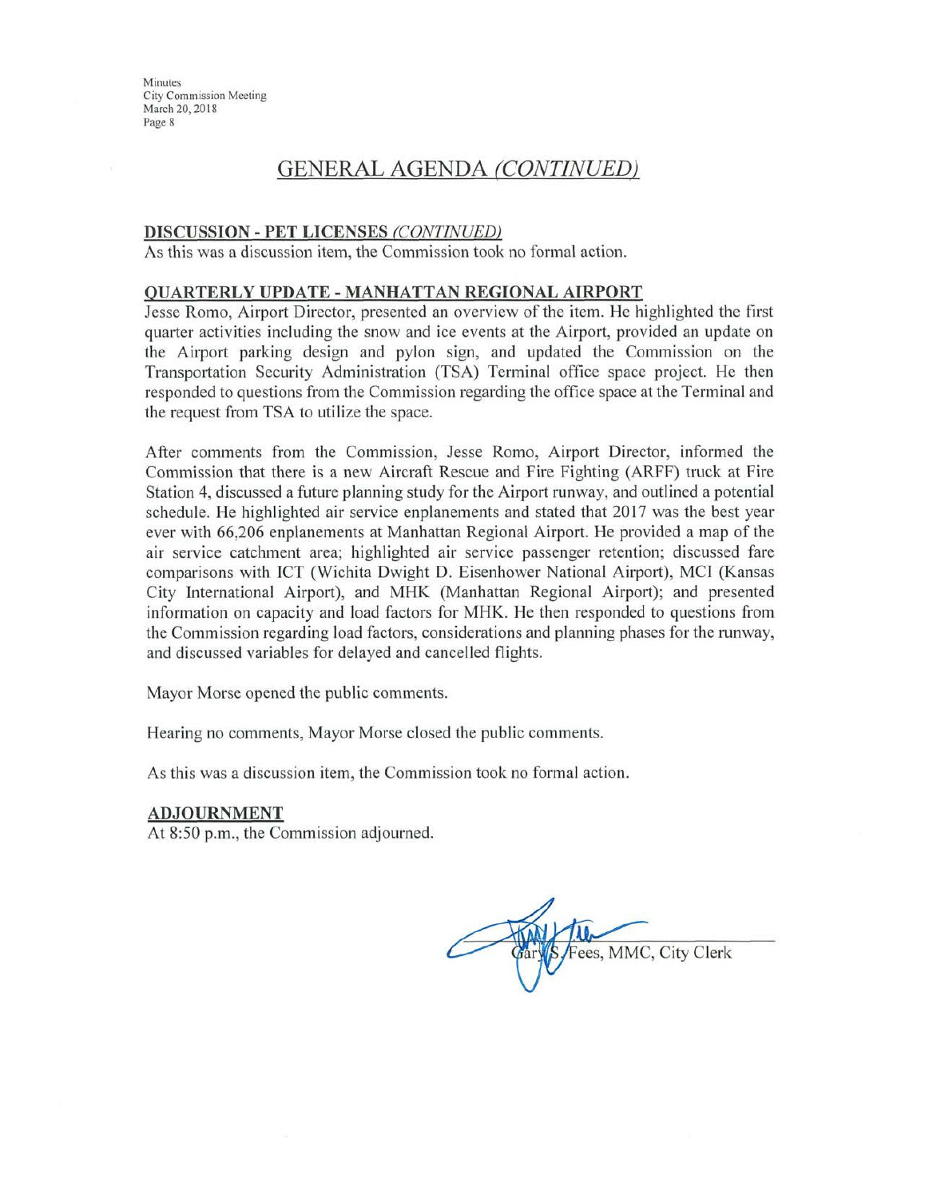## GENERAL AGENDA *(CONTINUED)*

**DISCUSSION - PET LICENSES** *(CONTINUED)*

As this was a discussion item, the Commission took no formal action.

**QUARTERLY UPDATE - MANHATTAN REGIONAL AIRPORT**

Jesse Romo, Airport Director, presented an overview of the item. He highlighted the first quarter activities including the snow and ice events at the Airport, provided an update on the Airport parking design and pylon sign, and updated the Commission on the Transportation Security Administration (TSA) Terminal office space project. He then responded to questions from the Commission regarding the office space at the Terminal and the request from TSA to utilize the space.

After comments from the Commission, Jesse Romo, Airport Director, informed the Commission that there is a new Aircraft Rescue and Fire Fighting (ARFF) truck at Fire Station 4, discussed a future planning study for the Airport runway, and outlined a potential schedule. He highlighted air service enplanements and stated that 2017 was the best year ever with 66,206 enplanements at Manhattan Regional Airport. He provided a map of the air service catchment area; highlighted air service passenger retention; discussed fare comparisons with ICT (Wichita Dwight D. Eisenhower National Airport), MCI (Kansas City International Airport), and MHK (Manhattan Regional Airport); and presented information on capacity and load factors for MHK. He then responded to questions from the Commission regarding load factors, considerations and planning phases for the runway, and discussed variables for delayed and cancelled flights.

Mayor Morse opened the public comments.

Hearing no comments, Mayor Morse closed the public comments.

As this was a discussion item, the Commission took no formal action.

**ADJOURNMENT**

At 8:50 p.m., the Commission adjourned.

Gary S. Fees, MMC, City Clerk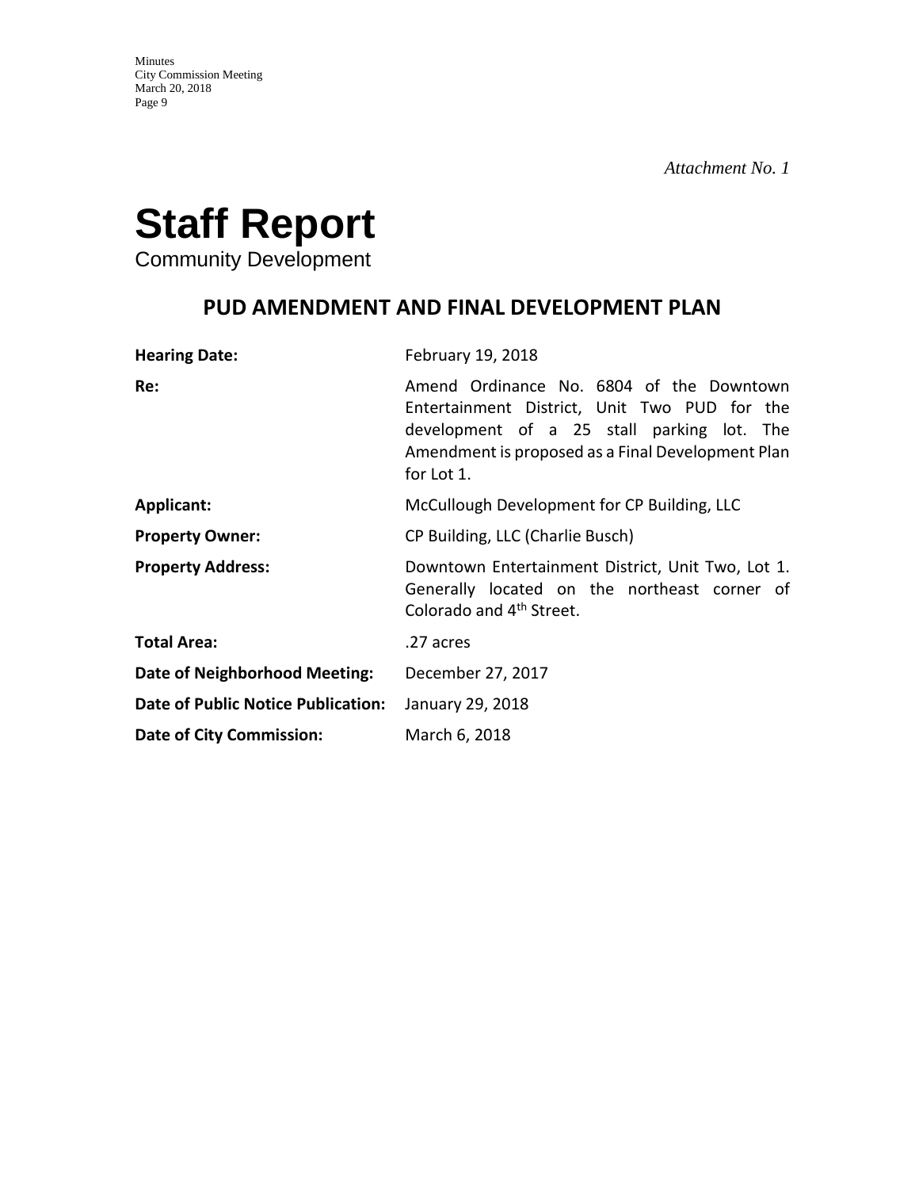*Attachment No. 1*

# Staff Report

Community Development

## PUD AMENDMENT AND FINAL DEVELOPMENT PLAN

| | |
|---|---|
| **Hearing Date:** | February 19, 2018 |
| **Re:** | Amend Ordinance No. 6804 of the Downtown Entertainment District, Unit Two PUD for the development of a 25 stall parking lot. The Amendment is proposed as a Final Development Plan for Lot 1. |
| **Applicant:** | McCullough Development for CP Building, LLC |
| **Property Owner:** | CP Building, LLC (Charlie Busch) |
| **Property Address:** | Downtown Entertainment District, Unit Two, Lot 1. Generally located on the northeast corner of Colorado and 4th Street. |
| **Total Area:** | .27 acres |
| **Date of Neighborhood Meeting:** | December 27, 2017 |
| **Date of Public Notice Publication:** | January 29, 2018 |
| **Date of City Commission:** | March 6, 2018 |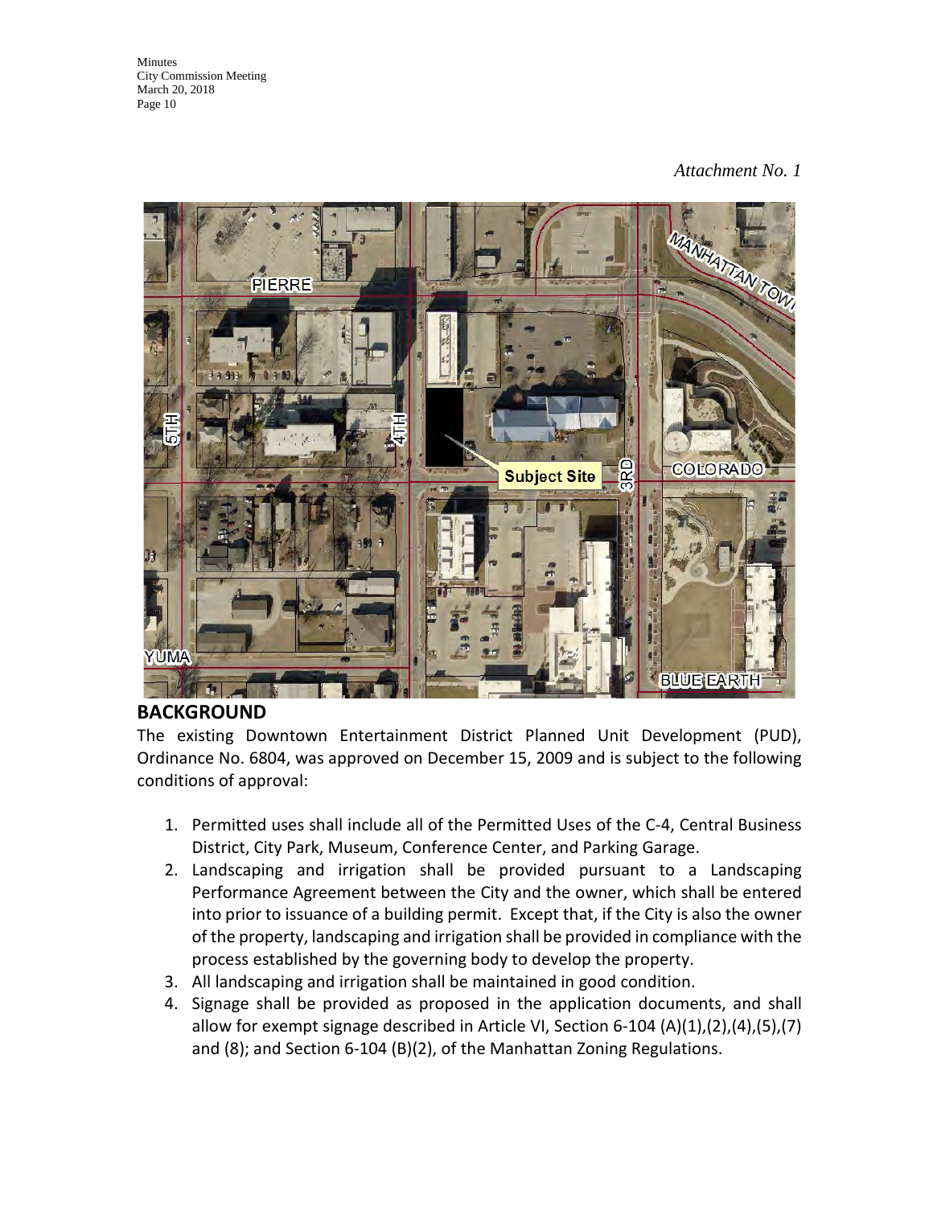*Attachment No. 1*

## BACKGROUND

The existing Downtown Entertainment District Planned Unit Development (PUD), Ordinance No. 6804, was approved on December 15, 2009 and is subject to the following conditions of approval:

1. Permitted uses shall include all of the Permitted Uses of the C-4, Central Business District, City Park, Museum, Conference Center, and Parking Garage.
2. Landscaping and irrigation shall be provided pursuant to a Landscaping Performance Agreement between the City and the owner, which shall be entered into prior to issuance of a building permit. Except that, if the City is also the owner of the property, landscaping and irrigation shall be provided in compliance with the process established by the governing body to develop the property.
3. All landscaping and irrigation shall be maintained in good condition.
4. Signage shall be provided as proposed in the application documents, and shall allow for exempt signage described in Article VI, Section 6-104 (A)(1),(2),(4),(5),(7) and (8); and Section 6-104 (B)(2), of the Manhattan Zoning Regulations.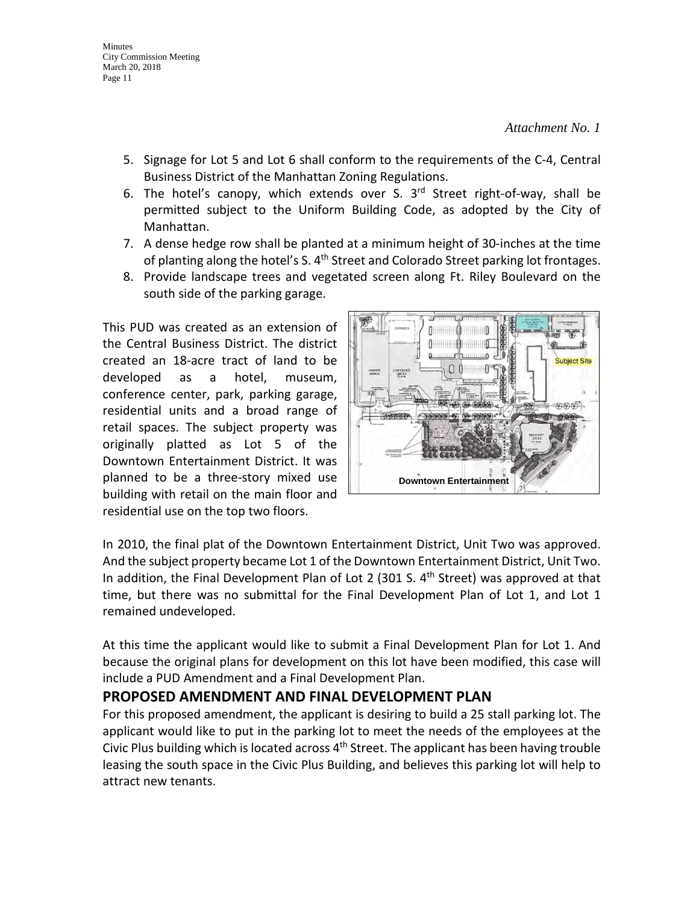*Attachment No. 1*

5. Signage for Lot 5 and Lot 6 shall conform to the requirements of the C-4, Central Business District of the Manhattan Zoning Regulations.
6. The hotel's canopy, which extends over S. 3rd Street right-of-way, shall be permitted subject to the Uniform Building Code, as adopted by the City of Manhattan.
7. A dense hedge row shall be planted at a minimum height of 30-inches at the time of planting along the hotel's S. 4th Street and Colorado Street parking lot frontages.
8. Provide landscape trees and vegetated screen along Ft. Riley Boulevard on the south side of the parking garage.

This PUD was created as an extension of the Central Business District. The district created an 18-acre tract of land to be developed as a hotel, museum, conference center, park, parking garage, residential units and a broad range of retail spaces. The subject property was originally platted as Lot 5 of the Downtown Entertainment District. It was planned to be a three-story mixed use building with retail on the main floor and residential use on the top two floors.

Downtown Entertainment

In 2010, the final plat of the Downtown Entertainment District, Unit Two was approved. And the subject property became Lot 1 of the Downtown Entertainment District, Unit Two. In addition, the Final Development Plan of Lot 2 (301 S. 4th Street) was approved at that time, but there was no submittal for the Final Development Plan of Lot 1, and Lot 1 remained undeveloped.

At this time the applicant would like to submit a Final Development Plan for Lot 1. And because the original plans for development on this lot have been modified, this case will include a PUD Amendment and a Final Development Plan.

## PROPOSED AMENDMENT AND FINAL DEVELOPMENT PLAN

For this proposed amendment, the applicant is desiring to build a 25 stall parking lot. The applicant would like to put in the parking lot to meet the needs of the employees at the Civic Plus building which is located across 4th Street. The applicant has been having trouble leasing the south space in the Civic Plus Building, and believes this parking lot will help to attract new tenants.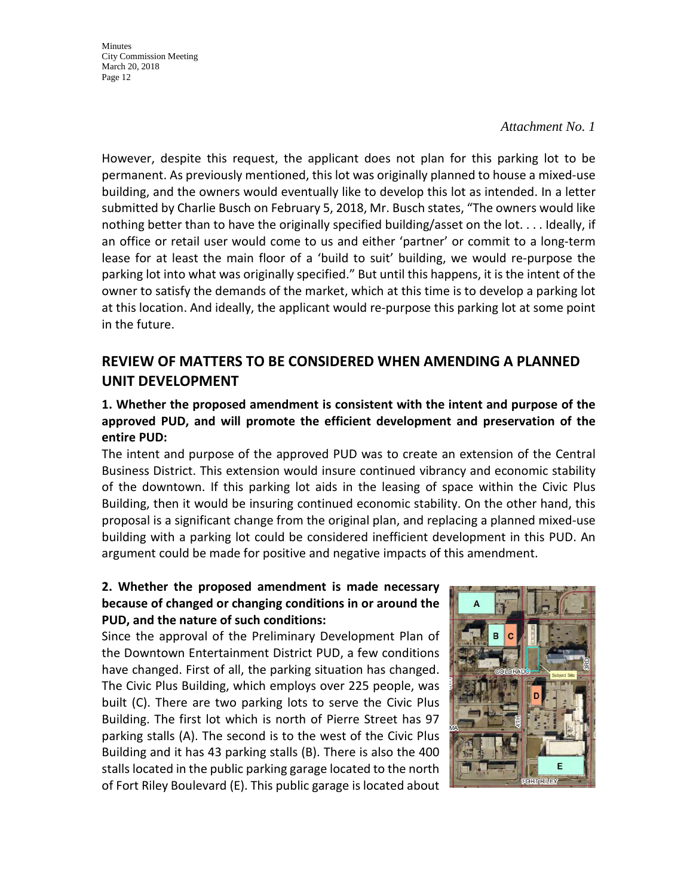*Attachment No. 1*

However, despite this request, the applicant does not plan for this parking lot to be permanent. As previously mentioned, this lot was originally planned to house a mixed-use building, and the owners would eventually like to develop this lot as intended. In a letter submitted by Charlie Busch on February 5, 2018, Mr. Busch states, "The owners would like nothing better than to have the originally specified building/asset on the lot. . . . Ideally, if an office or retail user would come to us and either 'partner' or commit to a long-term lease for at least the main floor of a 'build to suit' building, we would re-purpose the parking lot into what was originally specified." But until this happens, it is the intent of the owner to satisfy the demands of the market, which at this time is to develop a parking lot at this location. And ideally, the applicant would re-purpose this parking lot at some point in the future.

## REVIEW OF MATTERS TO BE CONSIDERED WHEN AMENDING A PLANNED UNIT DEVELOPMENT

**1. Whether the proposed amendment is consistent with the intent and purpose of the approved PUD, and will promote the efficient development and preservation of the entire PUD:**

The intent and purpose of the approved PUD was to create an extension of the Central Business District. This extension would insure continued vibrancy and economic stability of the downtown. If this parking lot aids in the leasing of space within the Civic Plus Building, then it would be insuring continued economic stability. On the other hand, this proposal is a significant change from the original plan, and replacing a planned mixed-use building with a parking lot could be considered inefficient development in this PUD. An argument could be made for positive and negative impacts of this amendment.

**2. Whether the proposed amendment is made necessary because of changed or changing conditions in or around the PUD, and the nature of such conditions:**

Since the approval of the Preliminary Development Plan of the Downtown Entertainment District PUD, a few conditions have changed. First of all, the parking situation has changed. The Civic Plus Building, which employs over 225 people, was built (C). There are two parking lots to serve the Civic Plus Building. The first lot which is north of Pierre Street has 97 parking stalls (A). The second is to the west of the Civic Plus Building and it has 43 parking stalls (B). There is also the 400 stalls located in the public parking garage located to the north of Fort Riley Boulevard (E). This public garage is located about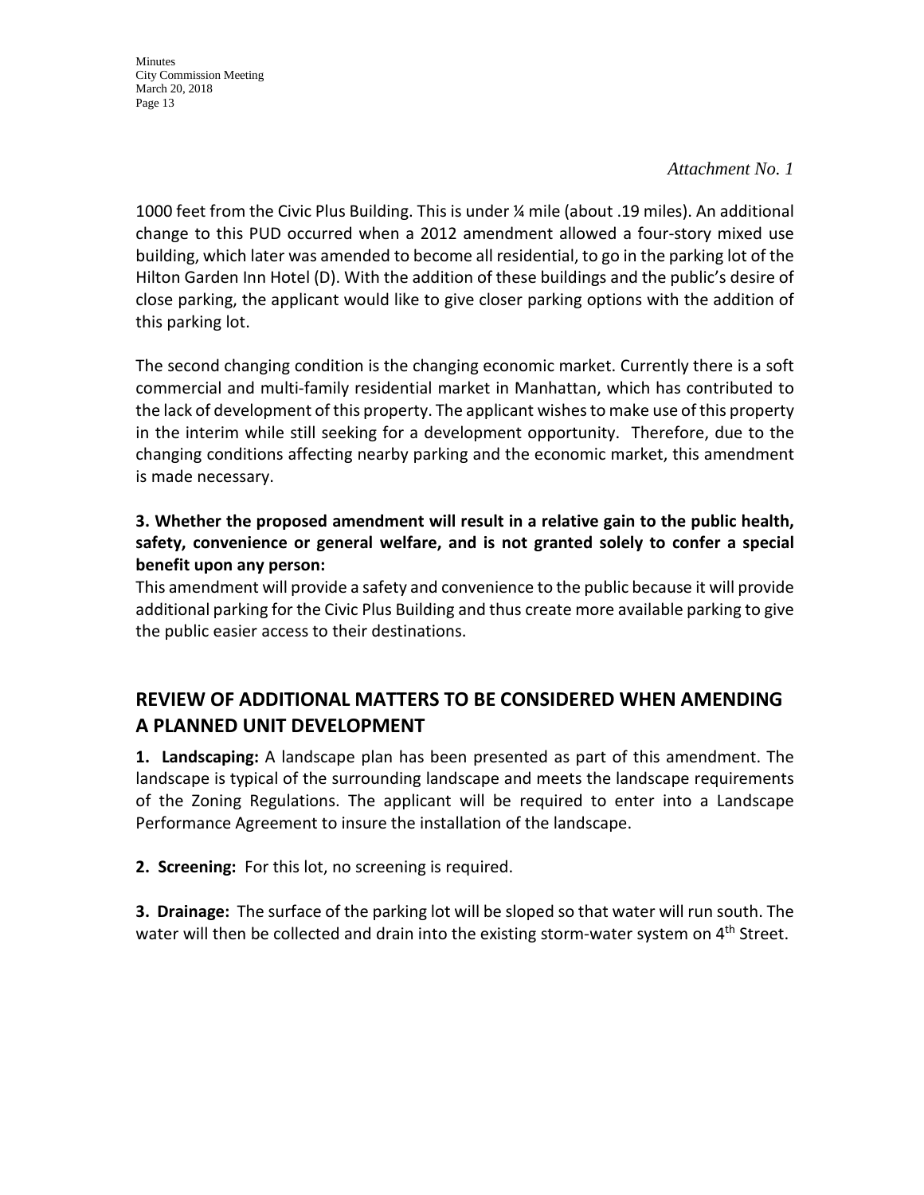*Attachment No. 1*

1000 feet from the Civic Plus Building. This is under ¼ mile (about .19 miles). An additional change to this PUD occurred when a 2012 amendment allowed a four-story mixed use building, which later was amended to become all residential, to go in the parking lot of the Hilton Garden Inn Hotel (D). With the addition of these buildings and the public's desire of close parking, the applicant would like to give closer parking options with the addition of this parking lot.

The second changing condition is the changing economic market. Currently there is a soft commercial and multi-family residential market in Manhattan, which has contributed to the lack of development of this property. The applicant wishes to make use of this property in the interim while still seeking for a development opportunity. Therefore, due to the changing conditions affecting nearby parking and the economic market, this amendment is made necessary.

**3. Whether the proposed amendment will result in a relative gain to the public health, safety, convenience or general welfare, and is not granted solely to confer a special benefit upon any person:**

This amendment will provide a safety and convenience to the public because it will provide additional parking for the Civic Plus Building and thus create more available parking to give the public easier access to their destinations.

## REVIEW OF ADDITIONAL MATTERS TO BE CONSIDERED WHEN AMENDING A PLANNED UNIT DEVELOPMENT

**1. Landscaping:** A landscape plan has been presented as part of this amendment. The landscape is typical of the surrounding landscape and meets the landscape requirements of the Zoning Regulations. The applicant will be required to enter into a Landscape Performance Agreement to insure the installation of the landscape.

**2. Screening:** For this lot, no screening is required.

**3. Drainage:** The surface of the parking lot will be sloped so that water will run south. The water will then be collected and drain into the existing storm-water system on 4th Street.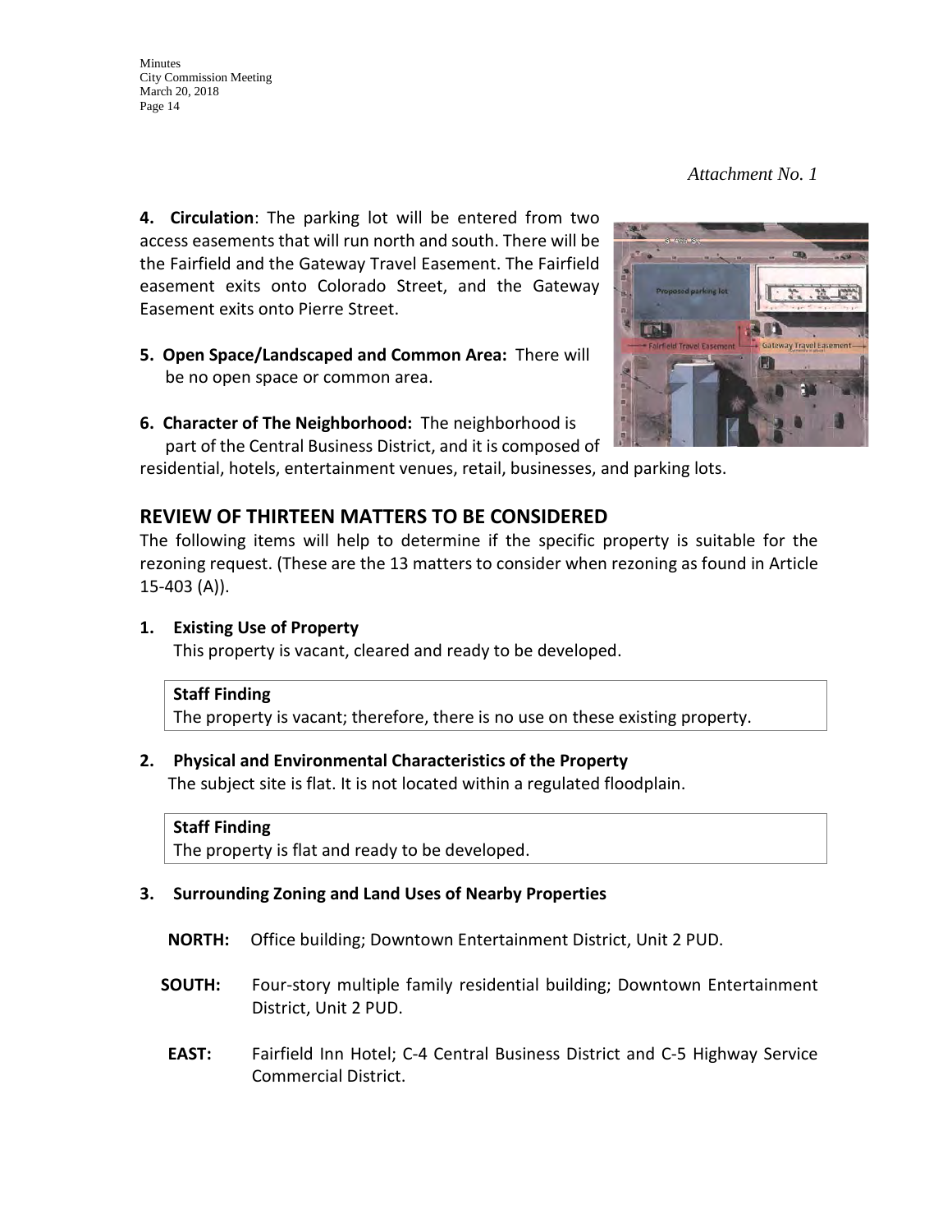*Attachment No. 1*

**4. Circulation**: The parking lot will be entered from two access easements that will run north and south. There will be the Fairfield and the Gateway Travel Easement. The Fairfield easement exits onto Colorado Street, and the Gateway Easement exits onto Pierre Street.

**5. Open Space/Landscaped and Common Area:** There will be no open space or common area.

**6. Character of The Neighborhood:** The neighborhood is part of the Central Business District, and it is composed of residential, hotels, entertainment venues, retail, businesses, and parking lots.

## REVIEW OF THIRTEEN MATTERS TO BE CONSIDERED

The following items will help to determine if the specific property is suitable for the rezoning request. (These are the 13 matters to consider when rezoning as found in Article 15-403 (A)).

**1. Existing Use of Property**

This property is vacant, cleared and ready to be developed.

| **Staff Finding** |
|---|
| The property is vacant; therefore, there is no use on these existing property. |

**2. Physical and Environmental Characteristics of the Property**

The subject site is flat. It is not located within a regulated floodplain.

| **Staff Finding** |
|---|
| The property is flat and ready to be developed. |

**3. Surrounding Zoning and Land Uses of Nearby Properties**

**NORTH:** Office building; Downtown Entertainment District, Unit 2 PUD.

**SOUTH:** Four-story multiple family residential building; Downtown Entertainment District, Unit 2 PUD.

**EAST:** Fairfield Inn Hotel; C-4 Central Business District and C-5 Highway Service Commercial District.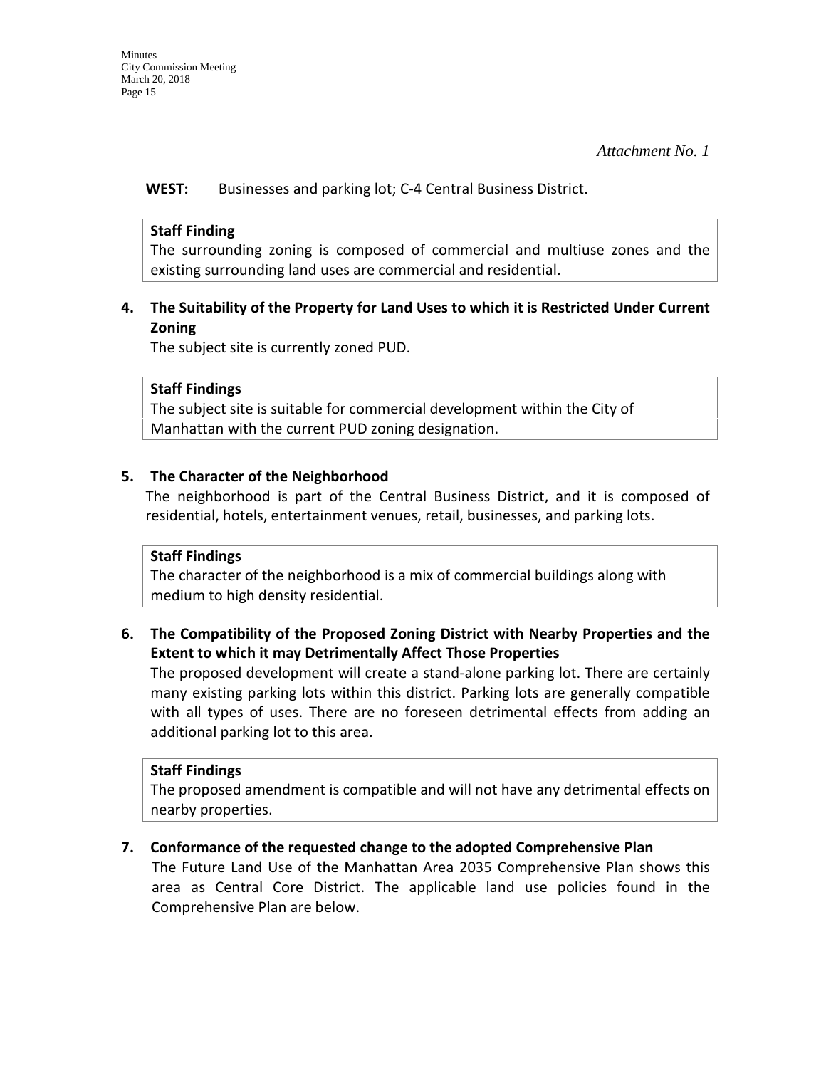*Attachment No. 1*

**WEST:** Businesses and parking lot; C-4 Central Business District.

**Staff Finding**
The surrounding zoning is composed of commercial and multiuse zones and the existing surrounding land uses are commercial and residential.

**4. The Suitability of the Property for Land Uses to which it is Restricted Under Current Zoning**

The subject site is currently zoned PUD.

**Staff Findings**
The subject site is suitable for commercial development within the City of Manhattan with the current PUD zoning designation.

**5. The Character of the Neighborhood**

The neighborhood is part of the Central Business District, and it is composed of residential, hotels, entertainment venues, retail, businesses, and parking lots.

**Staff Findings**
The character of the neighborhood is a mix of commercial buildings along with medium to high density residential.

**6. The Compatibility of the Proposed Zoning District with Nearby Properties and the Extent to which it may Detrimentally Affect Those Properties**

The proposed development will create a stand-alone parking lot. There are certainly many existing parking lots within this district. Parking lots are generally compatible with all types of uses. There are no foreseen detrimental effects from adding an additional parking lot to this area.

**Staff Findings**
The proposed amendment is compatible and will not have any detrimental effects on nearby properties.

**7. Conformance of the requested change to the adopted Comprehensive Plan**

The Future Land Use of the Manhattan Area 2035 Comprehensive Plan shows this area as Central Core District. The applicable land use policies found in the Comprehensive Plan are below.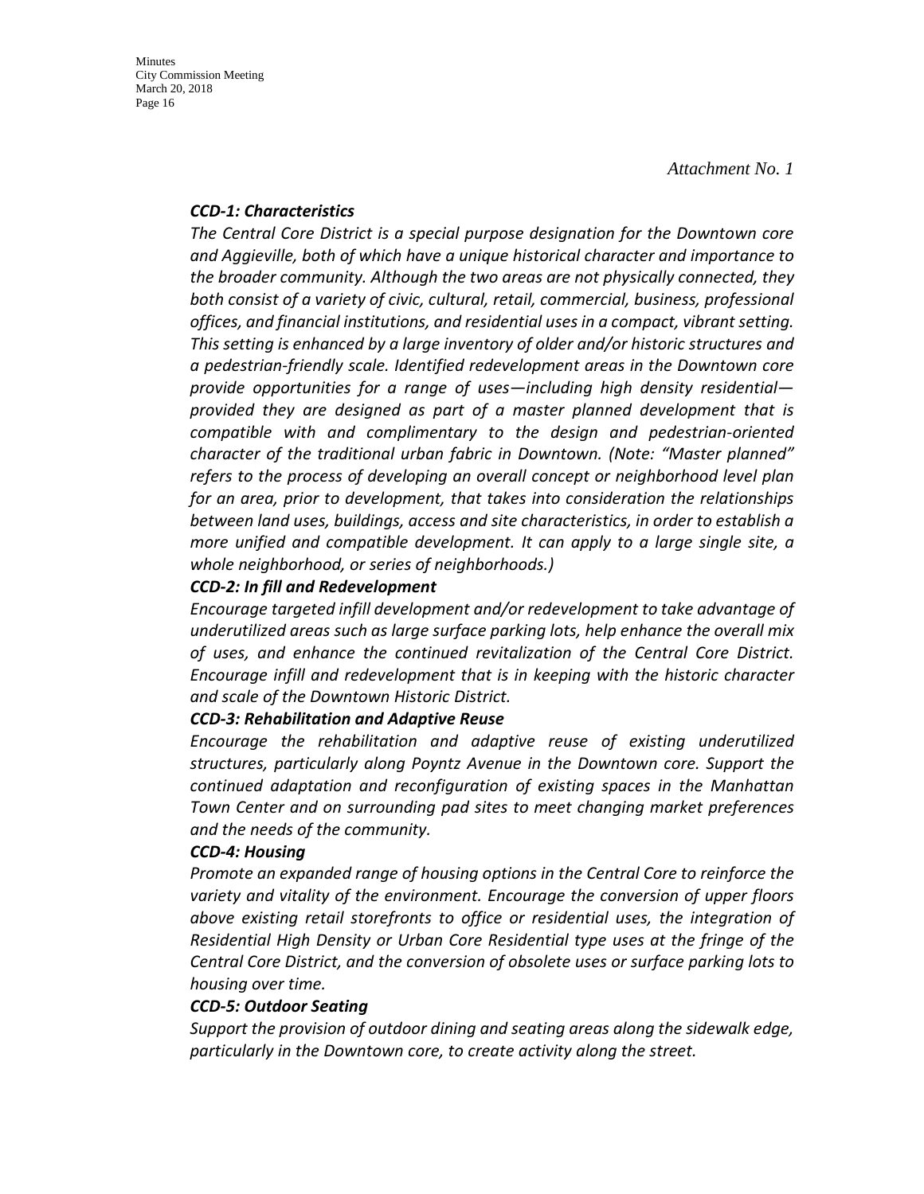*Attachment No. 1*

***CCD-1: Characteristics***

*The Central Core District is a special purpose designation for the Downtown core and Aggieville, both of which have a unique historical character and importance to the broader community. Although the two areas are not physically connected, they both consist of a variety of civic, cultural, retail, commercial, business, professional offices, and financial institutions, and residential uses in a compact, vibrant setting. This setting is enhanced by a large inventory of older and/or historic structures and a pedestrian-friendly scale. Identified redevelopment areas in the Downtown core provide opportunities for a range of uses—including high density residential—provided they are designed as part of a master planned development that is compatible with and complimentary to the design and pedestrian-oriented character of the traditional urban fabric in Downtown. (Note: "Master planned" refers to the process of developing an overall concept or neighborhood level plan for an area, prior to development, that takes into consideration the relationships between land uses, buildings, access and site characteristics, in order to establish a more unified and compatible development. It can apply to a large single site, a whole neighborhood, or series of neighborhoods.)*

***CCD-2: In fill and Redevelopment***

*Encourage targeted infill development and/or redevelopment to take advantage of underutilized areas such as large surface parking lots, help enhance the overall mix of uses, and enhance the continued revitalization of the Central Core District. Encourage infill and redevelopment that is in keeping with the historic character and scale of the Downtown Historic District.*

***CCD-3: Rehabilitation and Adaptive Reuse***

*Encourage the rehabilitation and adaptive reuse of existing underutilized structures, particularly along Poyntz Avenue in the Downtown core. Support the continued adaptation and reconfiguration of existing spaces in the Manhattan Town Center and on surrounding pad sites to meet changing market preferences and the needs of the community.*

***CCD-4: Housing***

*Promote an expanded range of housing options in the Central Core to reinforce the variety and vitality of the environment. Encourage the conversion of upper floors above existing retail storefronts to office or residential uses, the integration of Residential High Density or Urban Core Residential type uses at the fringe of the Central Core District, and the conversion of obsolete uses or surface parking lots to housing over time.*

***CCD-5: Outdoor Seating***

*Support the provision of outdoor dining and seating areas along the sidewalk edge, particularly in the Downtown core, to create activity along the street.*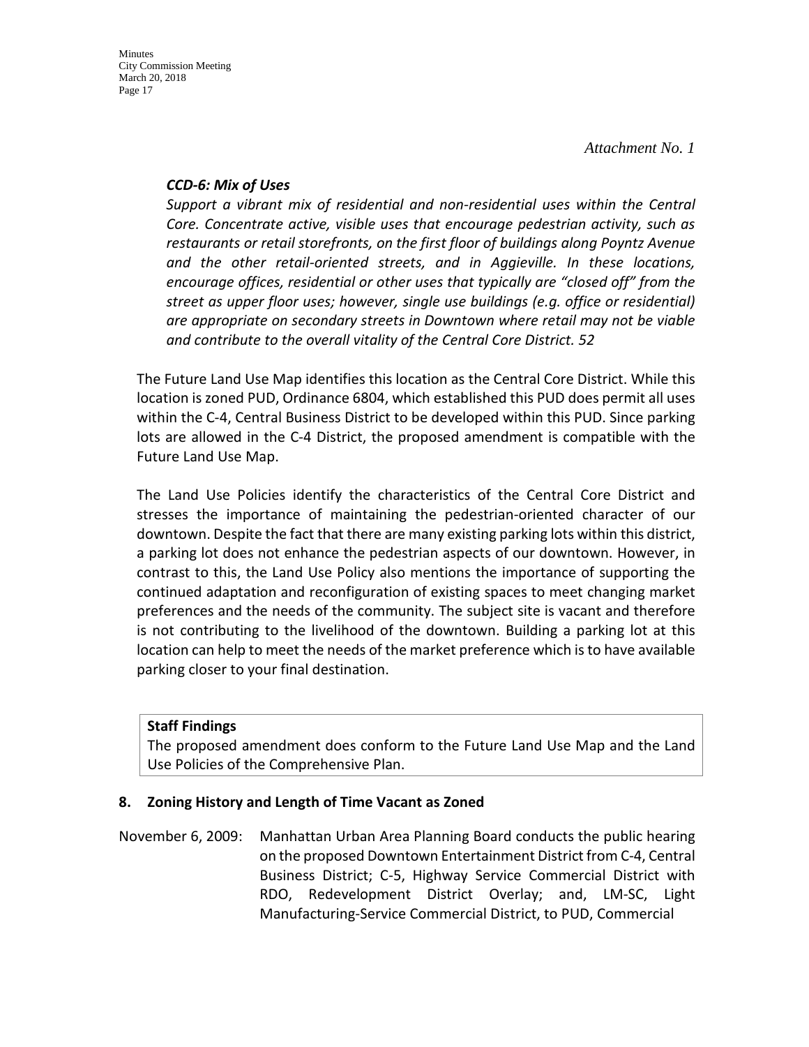*Attachment No. 1*

***CCD-6: Mix of Uses***

*Support a vibrant mix of residential and non-residential uses within the Central Core. Concentrate active, visible uses that encourage pedestrian activity, such as restaurants or retail storefronts, on the first floor of buildings along Poyntz Avenue and the other retail-oriented streets, and in Aggieville. In these locations, encourage offices, residential or other uses that typically are "closed off" from the street as upper floor uses; however, single use buildings (e.g. office or residential) are appropriate on secondary streets in Downtown where retail may not be viable and contribute to the overall vitality of the Central Core District. 52*

The Future Land Use Map identifies this location as the Central Core District. While this location is zoned PUD, Ordinance 6804, which established this PUD does permit all uses within the C-4, Central Business District to be developed within this PUD. Since parking lots are allowed in the C-4 District, the proposed amendment is compatible with the Future Land Use Map.

The Land Use Policies identify the characteristics of the Central Core District and stresses the importance of maintaining the pedestrian-oriented character of our downtown. Despite the fact that there are many existing parking lots within this district, a parking lot does not enhance the pedestrian aspects of our downtown. However, in contrast to this, the Land Use Policy also mentions the importance of supporting the continued adaptation and reconfiguration of existing spaces to meet changing market preferences and the needs of the community. The subject site is vacant and therefore is not contributing to the livelihood of the downtown. Building a parking lot at this location can help to meet the needs of the market preference which is to have available parking closer to your final destination.

**Staff Findings**

The proposed amendment does conform to the Future Land Use Map and the Land Use Policies of the Comprehensive Plan.

**8. Zoning History and Length of Time Vacant as Zoned**

November 6, 2009: Manhattan Urban Area Planning Board conducts the public hearing on the proposed Downtown Entertainment District from C-4, Central Business District; C-5, Highway Service Commercial District with RDO, Redevelopment District Overlay; and, LM-SC, Light Manufacturing-Service Commercial District, to PUD, Commercial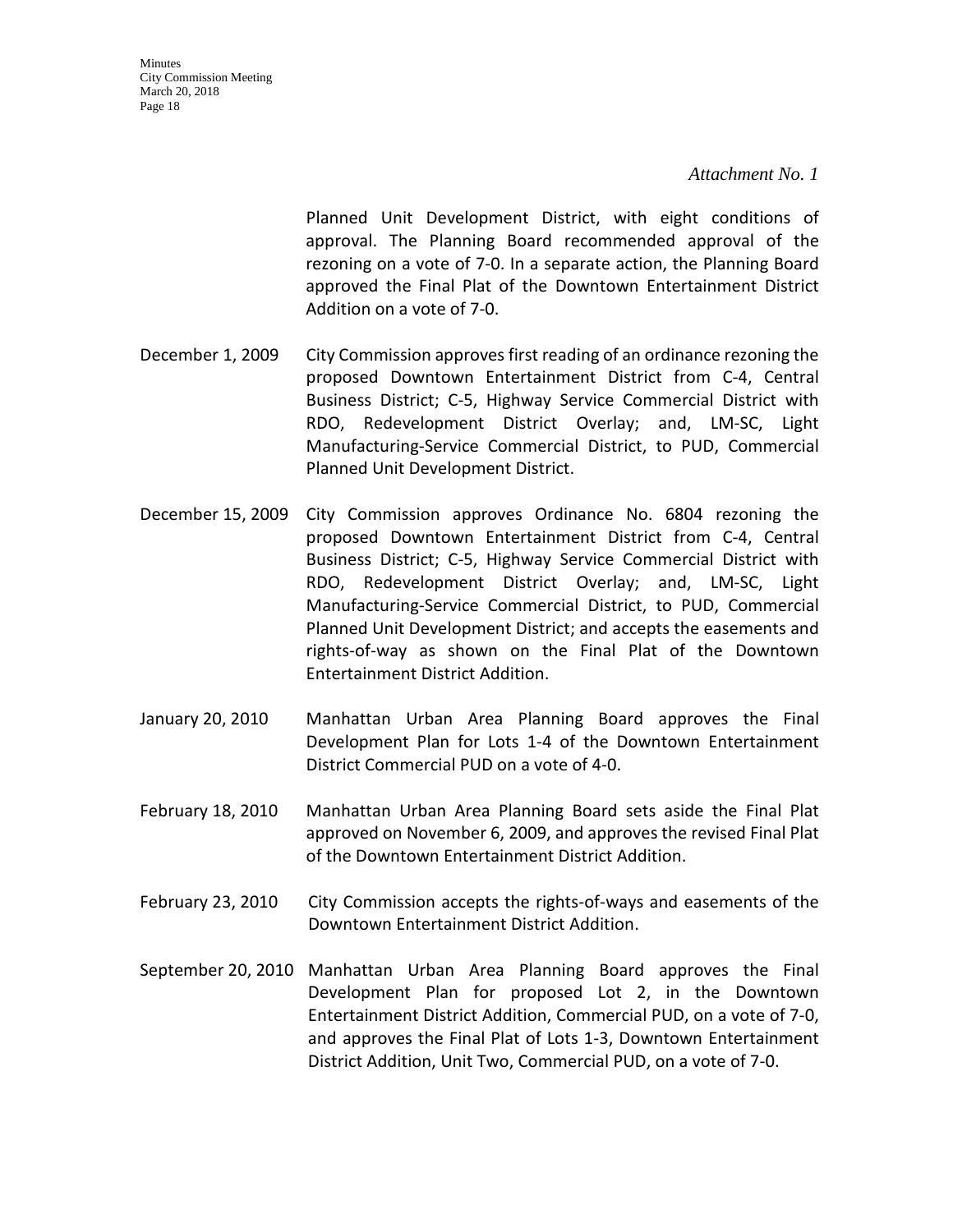*Attachment No. 1*

Planned Unit Development District, with eight conditions of approval. The Planning Board recommended approval of the rezoning on a vote of 7-0. In a separate action, the Planning Board approved the Final Plat of the Downtown Entertainment District Addition on a vote of 7-0.

December 1, 2009 — City Commission approves first reading of an ordinance rezoning the proposed Downtown Entertainment District from C-4, Central Business District; C-5, Highway Service Commercial District with RDO, Redevelopment District Overlay; and, LM-SC, Light Manufacturing-Service Commercial District, to PUD, Commercial Planned Unit Development District.

December 15, 2009 — City Commission approves Ordinance No. 6804 rezoning the proposed Downtown Entertainment District from C-4, Central Business District; C-5, Highway Service Commercial District with RDO, Redevelopment District Overlay; and, LM-SC, Light Manufacturing-Service Commercial District, to PUD, Commercial Planned Unit Development District; and accepts the easements and rights-of-way as shown on the Final Plat of the Downtown Entertainment District Addition.

January 20, 2010 — Manhattan Urban Area Planning Board approves the Final Development Plan for Lots 1-4 of the Downtown Entertainment District Commercial PUD on a vote of 4-0.

February 18, 2010 — Manhattan Urban Area Planning Board sets aside the Final Plat approved on November 6, 2009, and approves the revised Final Plat of the Downtown Entertainment District Addition.

February 23, 2010 — City Commission accepts the rights-of-ways and easements of the Downtown Entertainment District Addition.

September 20, 2010 — Manhattan Urban Area Planning Board approves the Final Development Plan for proposed Lot 2, in the Downtown Entertainment District Addition, Commercial PUD, on a vote of 7-0, and approves the Final Plat of Lots 1-3, Downtown Entertainment District Addition, Unit Two, Commercial PUD, on a vote of 7-0.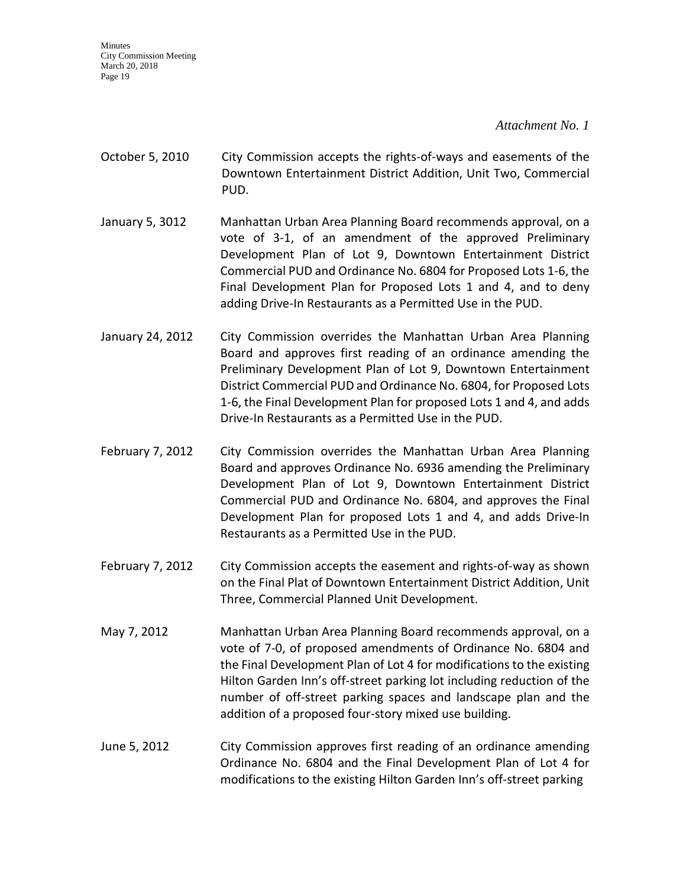*Attachment No. 1*

October 5, 2010 City Commission accepts the rights-of-ways and easements of the Downtown Entertainment District Addition, Unit Two, Commercial PUD.

January 5, 3012 Manhattan Urban Area Planning Board recommends approval, on a vote of 3-1, of an amendment of the approved Preliminary Development Plan of Lot 9, Downtown Entertainment District Commercial PUD and Ordinance No. 6804 for Proposed Lots 1-6, the Final Development Plan for Proposed Lots 1 and 4, and to deny adding Drive-In Restaurants as a Permitted Use in the PUD.

January 24, 2012 City Commission overrides the Manhattan Urban Area Planning Board and approves first reading of an ordinance amending the Preliminary Development Plan of Lot 9, Downtown Entertainment District Commercial PUD and Ordinance No. 6804, for Proposed Lots 1-6, the Final Development Plan for proposed Lots 1 and 4, and adds Drive-In Restaurants as a Permitted Use in the PUD.

February 7, 2012 City Commission overrides the Manhattan Urban Area Planning Board and approves Ordinance No. 6936 amending the Preliminary Development Plan of Lot 9, Downtown Entertainment District Commercial PUD and Ordinance No. 6804, and approves the Final Development Plan for proposed Lots 1 and 4, and adds Drive-In Restaurants as a Permitted Use in the PUD.

February 7, 2012 City Commission accepts the easement and rights-of-way as shown on the Final Plat of Downtown Entertainment District Addition, Unit Three, Commercial Planned Unit Development.

May 7, 2012 Manhattan Urban Area Planning Board recommends approval, on a vote of 7-0, of proposed amendments of Ordinance No. 6804 and the Final Development Plan of Lot 4 for modifications to the existing Hilton Garden Inn's off-street parking lot including reduction of the number of off-street parking spaces and landscape plan and the addition of a proposed four-story mixed use building.

June 5, 2012 City Commission approves first reading of an ordinance amending Ordinance No. 6804 and the Final Development Plan of Lot 4 for modifications to the existing Hilton Garden Inn's off-street parking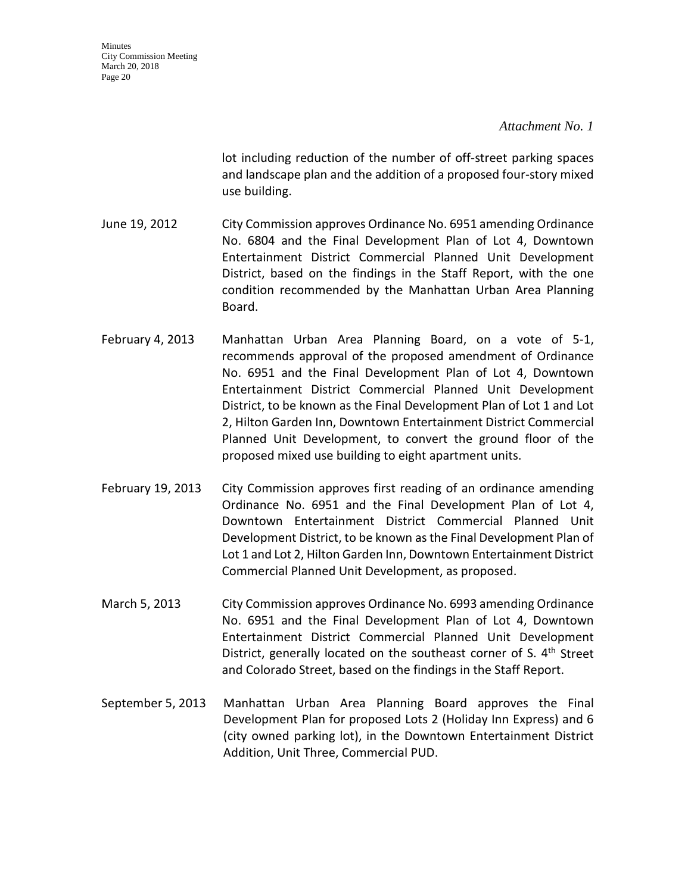*Attachment No. 1*

lot including reduction of the number of off-street parking spaces and landscape plan and the addition of a proposed four-story mixed use building.

June 19, 2012 City Commission approves Ordinance No. 6951 amending Ordinance No. 6804 and the Final Development Plan of Lot 4, Downtown Entertainment District Commercial Planned Unit Development District, based on the findings in the Staff Report, with the one condition recommended by the Manhattan Urban Area Planning Board.

February 4, 2013 Manhattan Urban Area Planning Board, on a vote of 5-1, recommends approval of the proposed amendment of Ordinance No. 6951 and the Final Development Plan of Lot 4, Downtown Entertainment District Commercial Planned Unit Development District, to be known as the Final Development Plan of Lot 1 and Lot 2, Hilton Garden Inn, Downtown Entertainment District Commercial Planned Unit Development, to convert the ground floor of the proposed mixed use building to eight apartment units.

February 19, 2013 City Commission approves first reading of an ordinance amending Ordinance No. 6951 and the Final Development Plan of Lot 4, Downtown Entertainment District Commercial Planned Unit Development District, to be known as the Final Development Plan of Lot 1 and Lot 2, Hilton Garden Inn, Downtown Entertainment District Commercial Planned Unit Development, as proposed.

March 5, 2013 City Commission approves Ordinance No. 6993 amending Ordinance No. 6951 and the Final Development Plan of Lot 4, Downtown Entertainment District Commercial Planned Unit Development District, generally located on the southeast corner of S. 4th Street and Colorado Street, based on the findings in the Staff Report.

September 5, 2013 Manhattan Urban Area Planning Board approves the Final Development Plan for proposed Lots 2 (Holiday Inn Express) and 6 (city owned parking lot), in the Downtown Entertainment District Addition, Unit Three, Commercial PUD.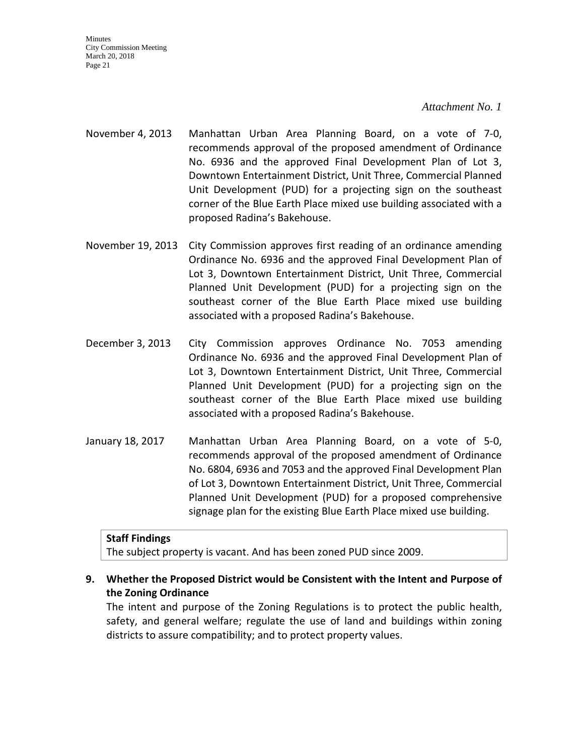*Attachment No. 1*

November 4, 2013 — Manhattan Urban Area Planning Board, on a vote of 7-0, recommends approval of the proposed amendment of Ordinance No. 6936 and the approved Final Development Plan of Lot 3, Downtown Entertainment District, Unit Three, Commercial Planned Unit Development (PUD) for a projecting sign on the southeast corner of the Blue Earth Place mixed use building associated with a proposed Radina's Bakehouse.

November 19, 2013 — City Commission approves first reading of an ordinance amending Ordinance No. 6936 and the approved Final Development Plan of Lot 3, Downtown Entertainment District, Unit Three, Commercial Planned Unit Development (PUD) for a projecting sign on the southeast corner of the Blue Earth Place mixed use building associated with a proposed Radina's Bakehouse.

December 3, 2013 — City Commission approves Ordinance No. 7053 amending Ordinance No. 6936 and the approved Final Development Plan of Lot 3, Downtown Entertainment District, Unit Three, Commercial Planned Unit Development (PUD) for a projecting sign on the southeast corner of the Blue Earth Place mixed use building associated with a proposed Radina's Bakehouse.

January 18, 2017 — Manhattan Urban Area Planning Board, on a vote of 5-0, recommends approval of the proposed amendment of Ordinance No. 6804, 6936 and 7053 and the approved Final Development Plan of Lot 3, Downtown Entertainment District, Unit Three, Commercial Planned Unit Development (PUD) for a proposed comprehensive signage plan for the existing Blue Earth Place mixed use building.

**Staff Findings**
The subject property is vacant. And has been zoned PUD since 2009.

**9. Whether the Proposed District would be Consistent with the Intent and Purpose of the Zoning Ordinance**

The intent and purpose of the Zoning Regulations is to protect the public health, safety, and general welfare; regulate the use of land and buildings within zoning districts to assure compatibility; and to protect property values.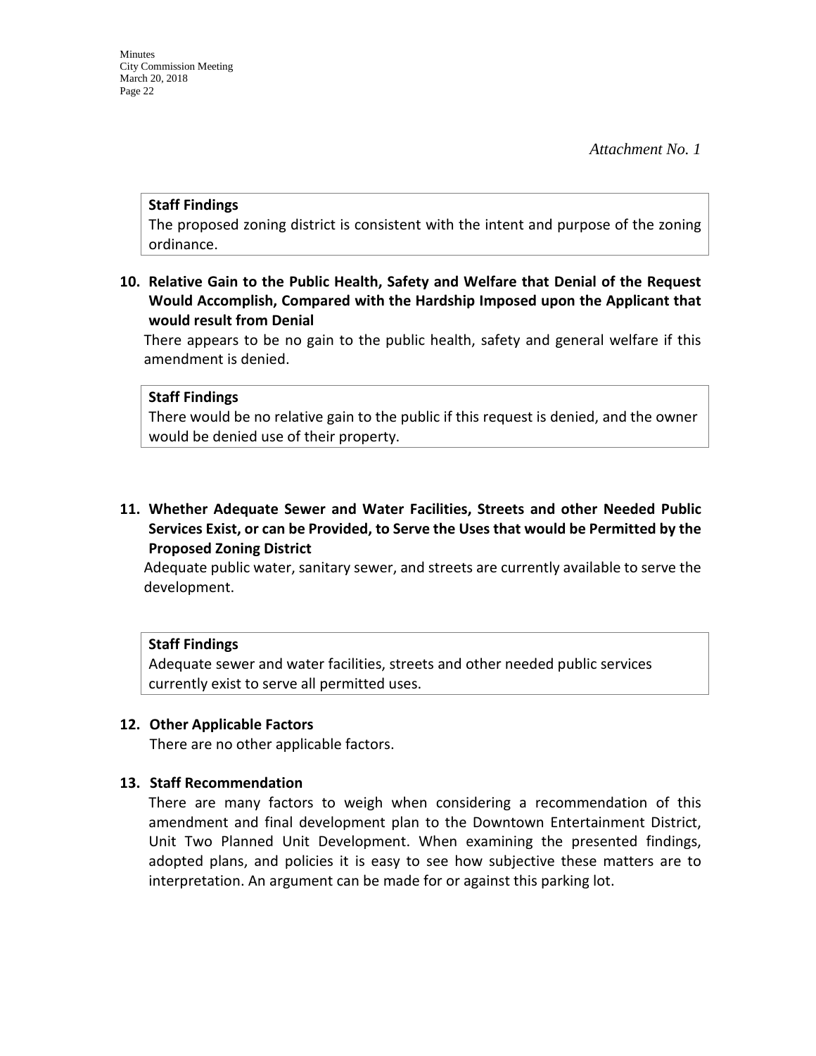*Attachment No. 1*

**Staff Findings**
The proposed zoning district is consistent with the intent and purpose of the zoning ordinance.

**10. Relative Gain to the Public Health, Safety and Welfare that Denial of the Request Would Accomplish, Compared with the Hardship Imposed upon the Applicant that would result from Denial**

There appears to be no gain to the public health, safety and general welfare if this amendment is denied.

**Staff Findings**
There would be no relative gain to the public if this request is denied, and the owner would be denied use of their property.

**11. Whether Adequate Sewer and Water Facilities, Streets and other Needed Public Services Exist, or can be Provided, to Serve the Uses that would be Permitted by the Proposed Zoning District**

Adequate public water, sanitary sewer, and streets are currently available to serve the development.

**Staff Findings**
Adequate sewer and water facilities, streets and other needed public services currently exist to serve all permitted uses.

**12. Other Applicable Factors**

There are no other applicable factors.

**13. Staff Recommendation**

There are many factors to weigh when considering a recommendation of this amendment and final development plan to the Downtown Entertainment District, Unit Two Planned Unit Development. When examining the presented findings, adopted plans, and policies it is easy to see how subjective these matters are to interpretation. An argument can be made for or against this parking lot.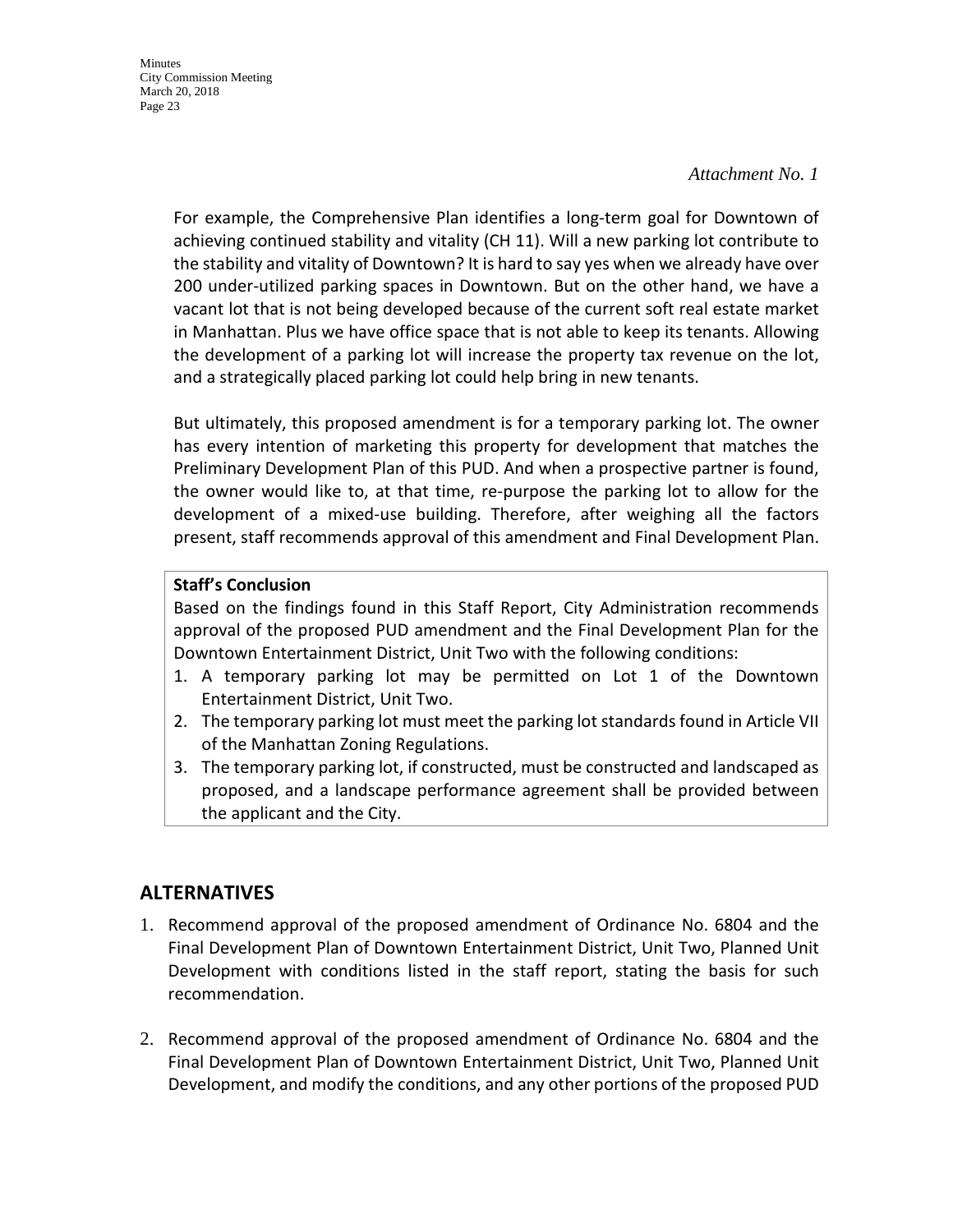*Attachment No. 1*

For example, the Comprehensive Plan identifies a long-term goal for Downtown of achieving continued stability and vitality (CH 11). Will a new parking lot contribute to the stability and vitality of Downtown? It is hard to say yes when we already have over 200 under-utilized parking spaces in Downtown. But on the other hand, we have a vacant lot that is not being developed because of the current soft real estate market in Manhattan. Plus we have office space that is not able to keep its tenants. Allowing the development of a parking lot will increase the property tax revenue on the lot, and a strategically placed parking lot could help bring in new tenants.

But ultimately, this proposed amendment is for a temporary parking lot. The owner has every intention of marketing this property for development that matches the Preliminary Development Plan of this PUD. And when a prospective partner is found, the owner would like to, at that time, re-purpose the parking lot to allow for the development of a mixed-use building. Therefore, after weighing all the factors present, staff recommends approval of this amendment and Final Development Plan.

**Staff's Conclusion**

Based on the findings found in this Staff Report, City Administration recommends approval of the proposed PUD amendment and the Final Development Plan for the Downtown Entertainment District, Unit Two with the following conditions:

1. A temporary parking lot may be permitted on Lot 1 of the Downtown Entertainment District, Unit Two.
2. The temporary parking lot must meet the parking lot standards found in Article VII of the Manhattan Zoning Regulations.
3. The temporary parking lot, if constructed, must be constructed and landscaped as proposed, and a landscape performance agreement shall be provided between the applicant and the City.

## ALTERNATIVES

1. Recommend approval of the proposed amendment of Ordinance No. 6804 and the Final Development Plan of Downtown Entertainment District, Unit Two, Planned Unit Development with conditions listed in the staff report, stating the basis for such recommendation.
2. Recommend approval of the proposed amendment of Ordinance No. 6804 and the Final Development Plan of Downtown Entertainment District, Unit Two, Planned Unit Development, and modify the conditions, and any other portions of the proposed PUD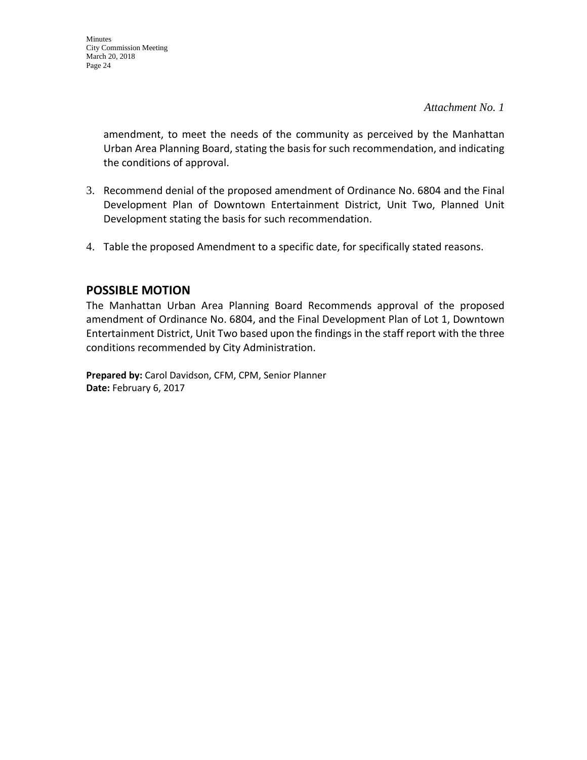*Attachment No. 1*

amendment, to meet the needs of the community as perceived by the Manhattan Urban Area Planning Board, stating the basis for such recommendation, and indicating the conditions of approval.

3. Recommend denial of the proposed amendment of Ordinance No. 6804 and the Final Development Plan of Downtown Entertainment District, Unit Two, Planned Unit Development stating the basis for such recommendation.

4. Table the proposed Amendment to a specific date, for specifically stated reasons.

## POSSIBLE MOTION

The Manhattan Urban Area Planning Board Recommends approval of the proposed amendment of Ordinance No. 6804, and the Final Development Plan of Lot 1, Downtown Entertainment District, Unit Two based upon the findings in the staff report with the three conditions recommended by City Administration.

**Prepared by:** Carol Davidson, CFM, CPM, Senior Planner
**Date:** February 6, 2017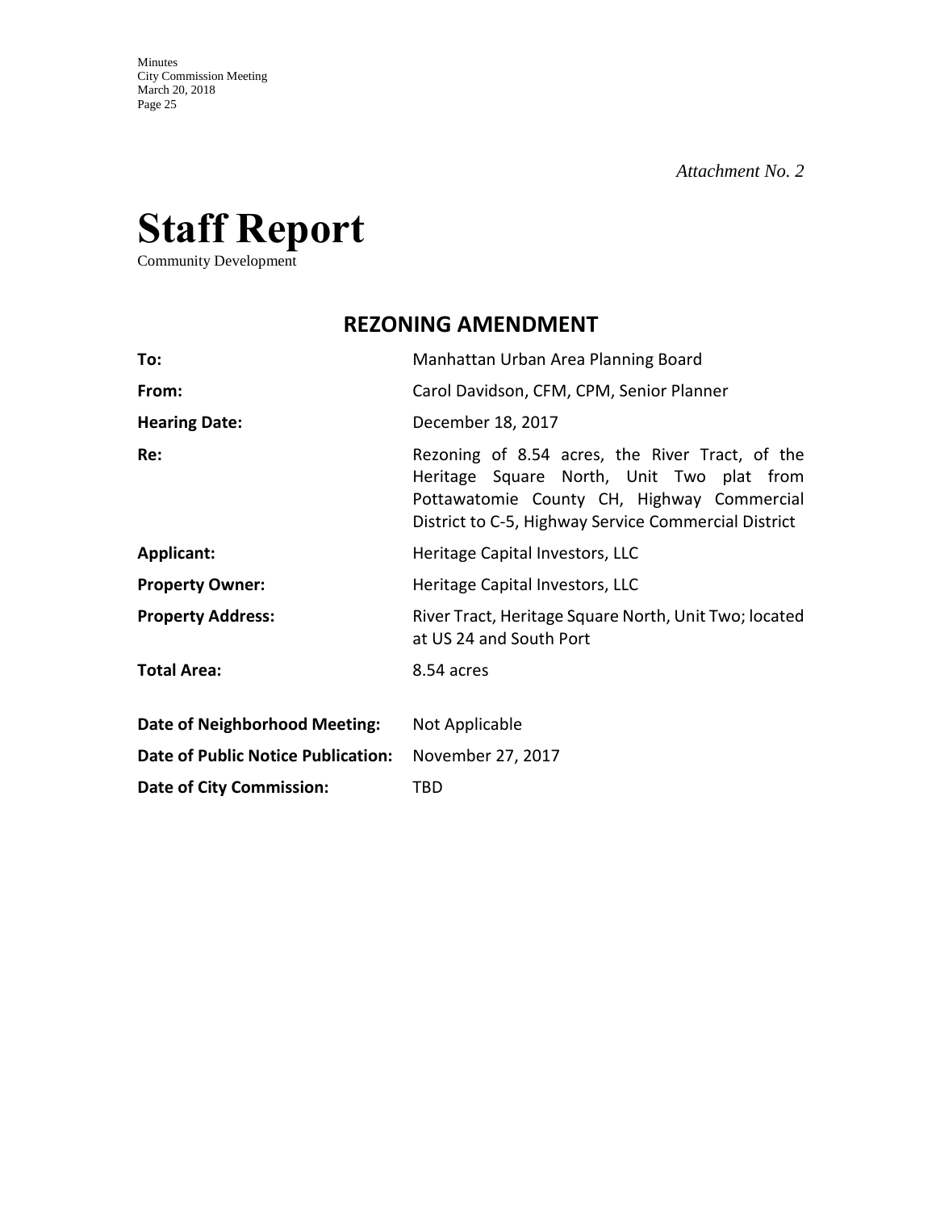*Attachment No. 2*

# Staff Report

Community Development

## REZONING AMENDMENT

| | |
|---|---|
| **To:** | Manhattan Urban Area Planning Board |
| **From:** | Carol Davidson, CFM, CPM, Senior Planner |
| **Hearing Date:** | December 18, 2017 |
| **Re:** | Rezoning of 8.54 acres, the River Tract, of the Heritage Square North, Unit Two plat from Pottawatomie County CH, Highway Commercial District to C-5, Highway Service Commercial District |
| **Applicant:** | Heritage Capital Investors, LLC |
| **Property Owner:** | Heritage Capital Investors, LLC |
| **Property Address:** | River Tract, Heritage Square North, Unit Two; located at US 24 and South Port |
| **Total Area:** | 8.54 acres |
| **Date of Neighborhood Meeting:** | Not Applicable |
| **Date of Public Notice Publication:** | November 27, 2017 |
| **Date of City Commission:** | TBD |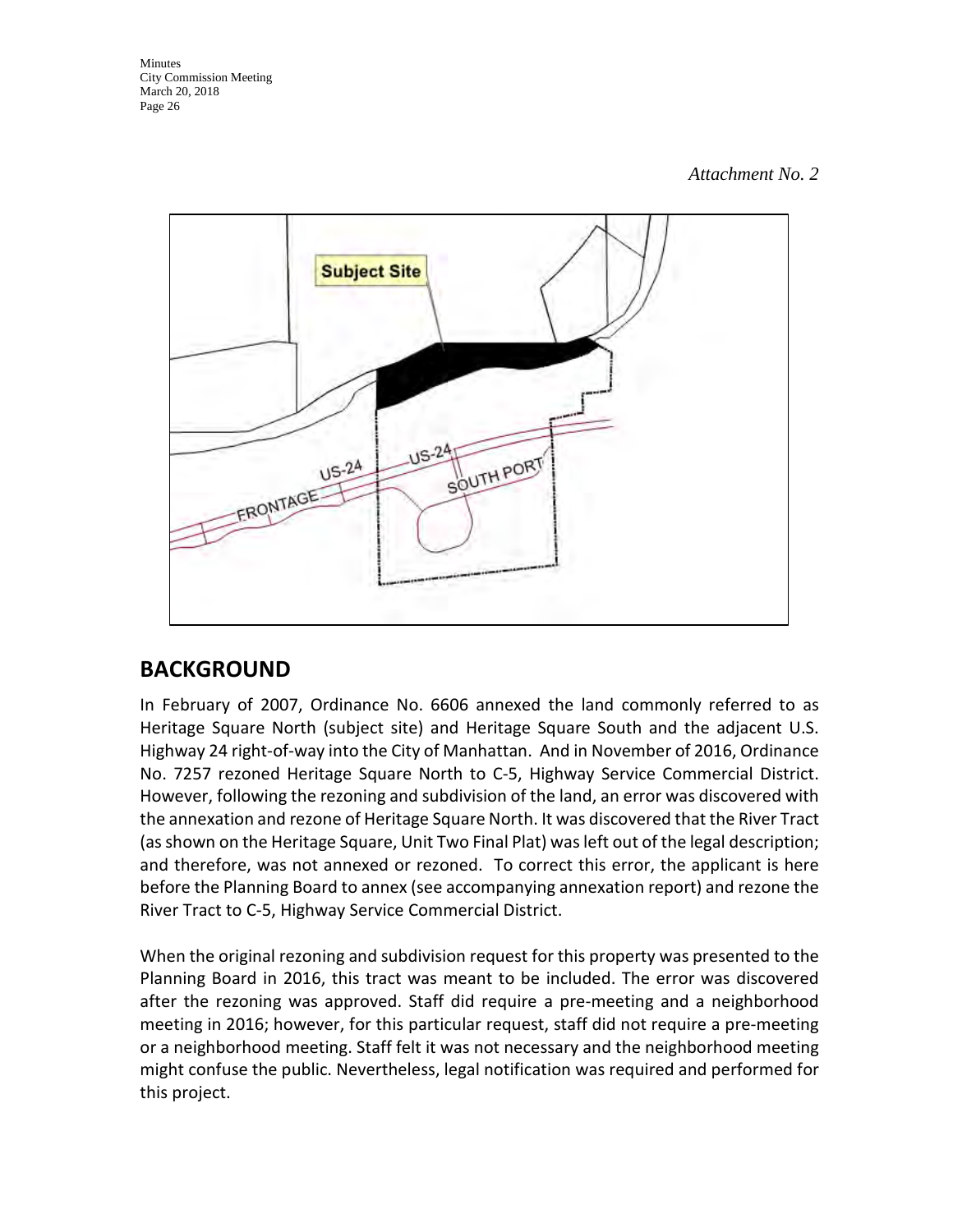*Attachment No. 2*

## BACKGROUND

In February of 2007, Ordinance No. 6606 annexed the land commonly referred to as Heritage Square North (subject site) and Heritage Square South and the adjacent U.S. Highway 24 right-of-way into the City of Manhattan. And in November of 2016, Ordinance No. 7257 rezoned Heritage Square North to C-5, Highway Service Commercial District. However, following the rezoning and subdivision of the land, an error was discovered with the annexation and rezone of Heritage Square North. It was discovered that the River Tract (as shown on the Heritage Square, Unit Two Final Plat) was left out of the legal description; and therefore, was not annexed or rezoned. To correct this error, the applicant is here before the Planning Board to annex (see accompanying annexation report) and rezone the River Tract to C-5, Highway Service Commercial District.

When the original rezoning and subdivision request for this property was presented to the Planning Board in 2016, this tract was meant to be included. The error was discovered after the rezoning was approved. Staff did require a pre-meeting and a neighborhood meeting in 2016; however, for this particular request, staff did not require a pre-meeting or a neighborhood meeting. Staff felt it was not necessary and the neighborhood meeting might confuse the public. Nevertheless, legal notification was required and performed for this project.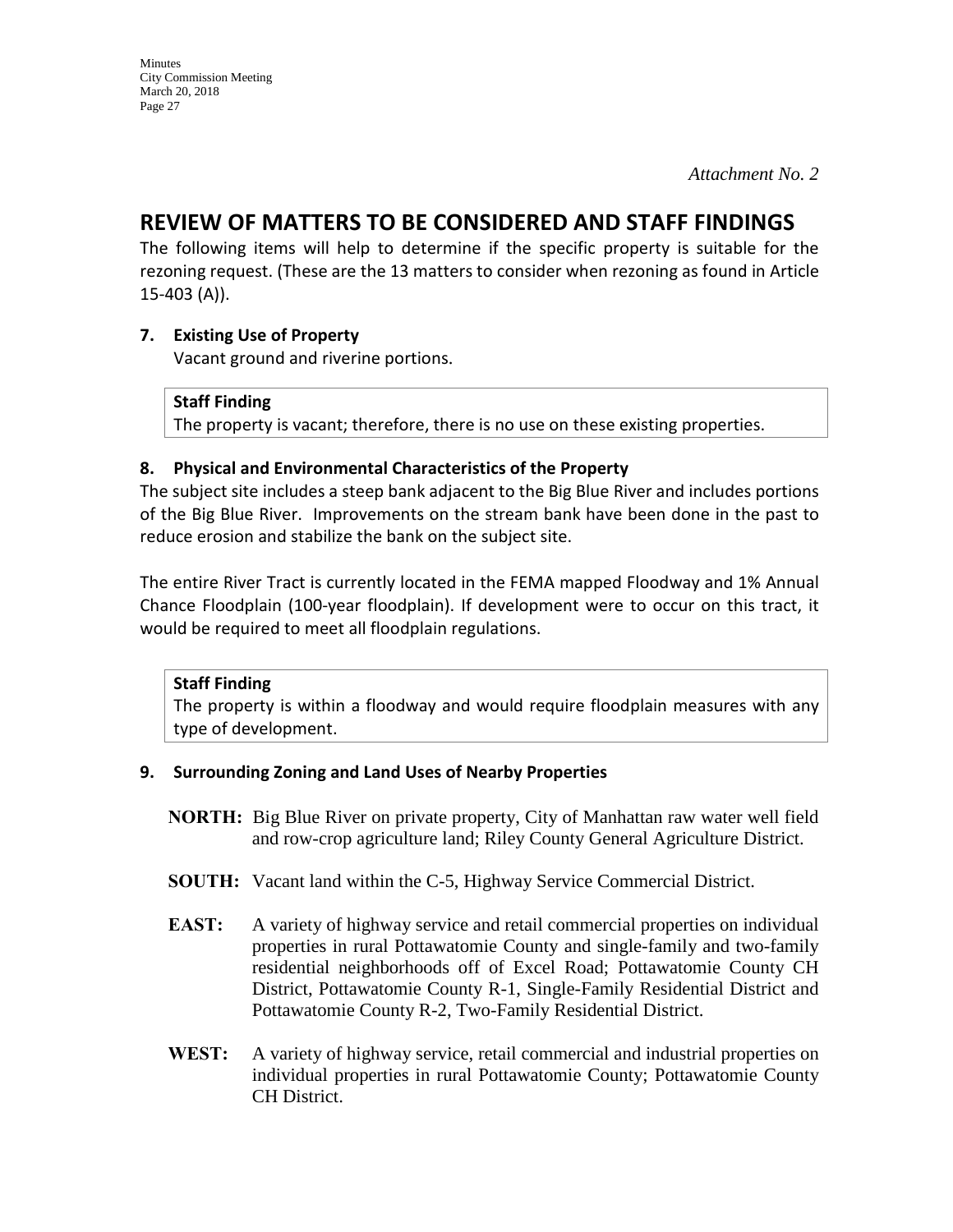*Attachment No. 2*

# REVIEW OF MATTERS TO BE CONSIDERED AND STAFF FINDINGS

The following items will help to determine if the specific property is suitable for the rezoning request. (These are the 13 matters to consider when rezoning as found in Article 15-403 (A)).

**7. Existing Use of Property**

Vacant ground and riverine portions.

> **Staff Finding**
> The property is vacant; therefore, there is no use on these existing properties.

**8. Physical and Environmental Characteristics of the Property**

The subject site includes a steep bank adjacent to the Big Blue River and includes portions of the Big Blue River. Improvements on the stream bank have been done in the past to reduce erosion and stabilize the bank on the subject site.

The entire River Tract is currently located in the FEMA mapped Floodway and 1% Annual Chance Floodplain (100-year floodplain). If development were to occur on this tract, it would be required to meet all floodplain regulations.

> **Staff Finding**
> The property is within a floodway and would require floodplain measures with any type of development.

**9. Surrounding Zoning and Land Uses of Nearby Properties**

**NORTH:** Big Blue River on private property, City of Manhattan raw water well field and row-crop agriculture land; Riley County General Agriculture District.

**SOUTH:** Vacant land within the C-5, Highway Service Commercial District.

**EAST:** A variety of highway service and retail commercial properties on individual properties in rural Pottawatomie County and single-family and two-family residential neighborhoods off of Excel Road; Pottawatomie County CH District, Pottawatomie County R-1, Single-Family Residential District and Pottawatomie County R-2, Two-Family Residential District.

**WEST:** A variety of highway service, retail commercial and industrial properties on individual properties in rural Pottawatomie County; Pottawatomie County CH District.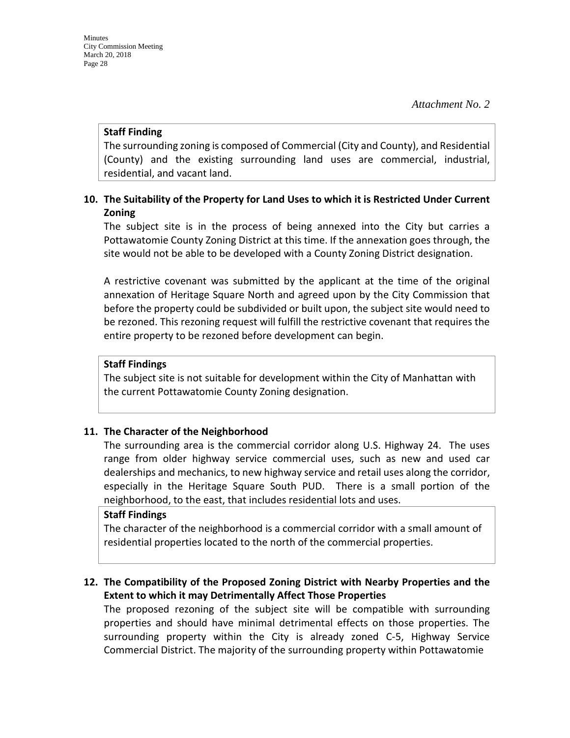*Attachment No. 2*

**Staff Finding**

The surrounding zoning is composed of Commercial (City and County), and Residential (County) and the existing surrounding land uses are commercial, industrial, residential, and vacant land.

**10. The Suitability of the Property for Land Uses to which it is Restricted Under Current Zoning**

The subject site is in the process of being annexed into the City but carries a Pottawatomie County Zoning District at this time. If the annexation goes through, the site would not be able to be developed with a County Zoning District designation.

A restrictive covenant was submitted by the applicant at the time of the original annexation of Heritage Square North and agreed upon by the City Commission that before the property could be subdivided or built upon, the subject site would need to be rezoned. This rezoning request will fulfill the restrictive covenant that requires the entire property to be rezoned before development can begin.

**Staff Findings**

The subject site is not suitable for development within the City of Manhattan with the current Pottawatomie County Zoning designation.

**11. The Character of the Neighborhood**

The surrounding area is the commercial corridor along U.S. Highway 24. The uses range from older highway service commercial uses, such as new and used car dealerships and mechanics, to new highway service and retail uses along the corridor, especially in the Heritage Square South PUD. There is a small portion of the neighborhood, to the east, that includes residential lots and uses.

**Staff Findings**

The character of the neighborhood is a commercial corridor with a small amount of residential properties located to the north of the commercial properties.

**12. The Compatibility of the Proposed Zoning District with Nearby Properties and the Extent to which it may Detrimentally Affect Those Properties**

The proposed rezoning of the subject site will be compatible with surrounding properties and should have minimal detrimental effects on those properties. The surrounding property within the City is already zoned C-5, Highway Service Commercial District. The majority of the surrounding property within Pottawatomie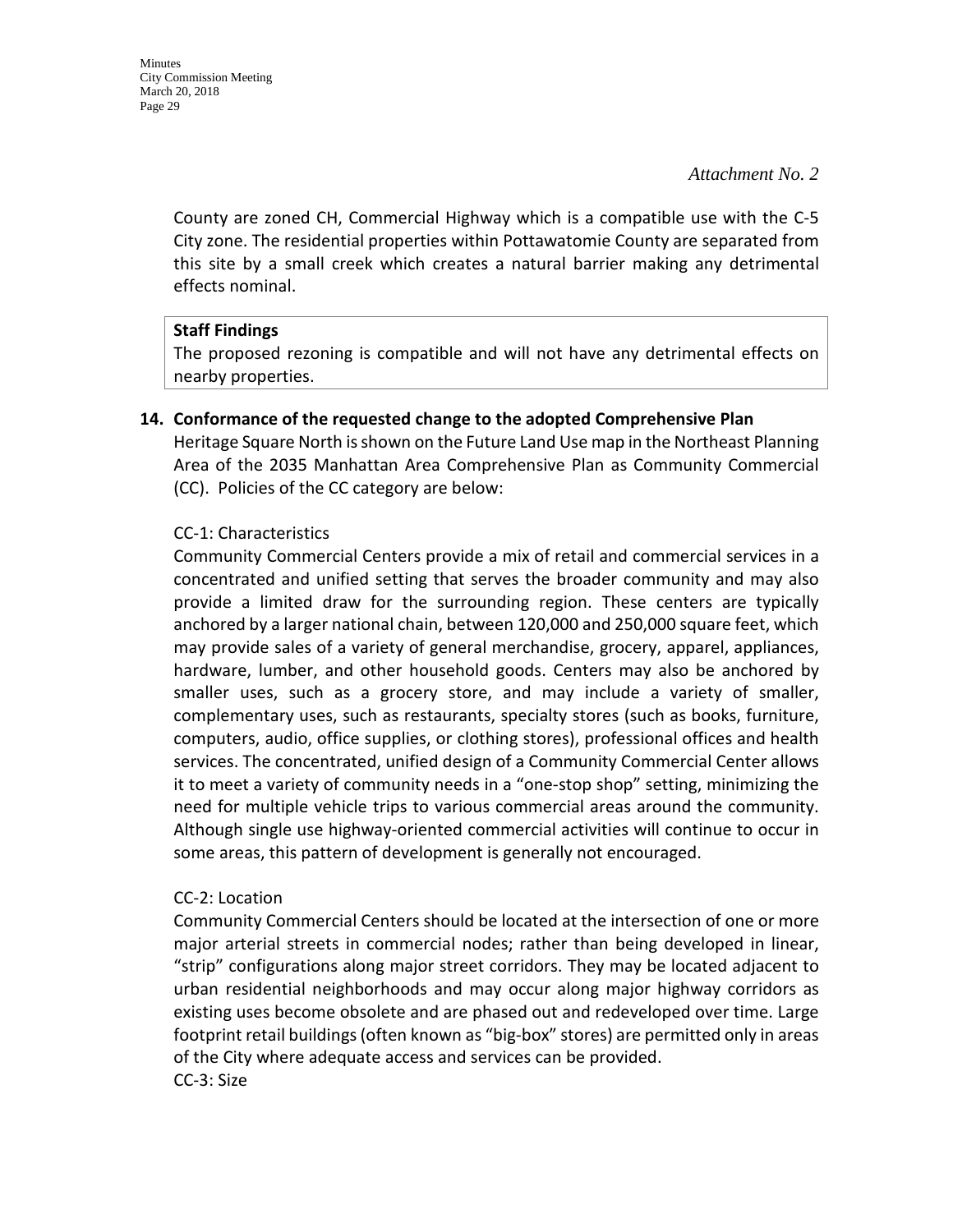*Attachment No. 2*

County are zoned CH, Commercial Highway which is a compatible use with the C-5 City zone. The residential properties within Pottawatomie County are separated from this site by a small creek which creates a natural barrier making any detrimental effects nominal.

**Staff Findings**

The proposed rezoning is compatible and will not have any detrimental effects on nearby properties.

**14. Conformance of the requested change to the adopted Comprehensive Plan**

Heritage Square North is shown on the Future Land Use map in the Northeast Planning Area of the 2035 Manhattan Area Comprehensive Plan as Community Commercial (CC). Policies of the CC category are below:

CC-1: Characteristics

Community Commercial Centers provide a mix of retail and commercial services in a concentrated and unified setting that serves the broader community and may also provide a limited draw for the surrounding region. These centers are typically anchored by a larger national chain, between 120,000 and 250,000 square feet, which may provide sales of a variety of general merchandise, grocery, apparel, appliances, hardware, lumber, and other household goods. Centers may also be anchored by smaller uses, such as a grocery store, and may include a variety of smaller, complementary uses, such as restaurants, specialty stores (such as books, furniture, computers, audio, office supplies, or clothing stores), professional offices and health services. The concentrated, unified design of a Community Commercial Center allows it to meet a variety of community needs in a "one-stop shop" setting, minimizing the need for multiple vehicle trips to various commercial areas around the community. Although single use highway-oriented commercial activities will continue to occur in some areas, this pattern of development is generally not encouraged.

CC-2: Location

Community Commercial Centers should be located at the intersection of one or more major arterial streets in commercial nodes; rather than being developed in linear, "strip" configurations along major street corridors. They may be located adjacent to urban residential neighborhoods and may occur along major highway corridors as existing uses become obsolete and are phased out and redeveloped over time. Large footprint retail buildings (often known as "big-box" stores) are permitted only in areas of the City where adequate access and services can be provided.

CC-3: Size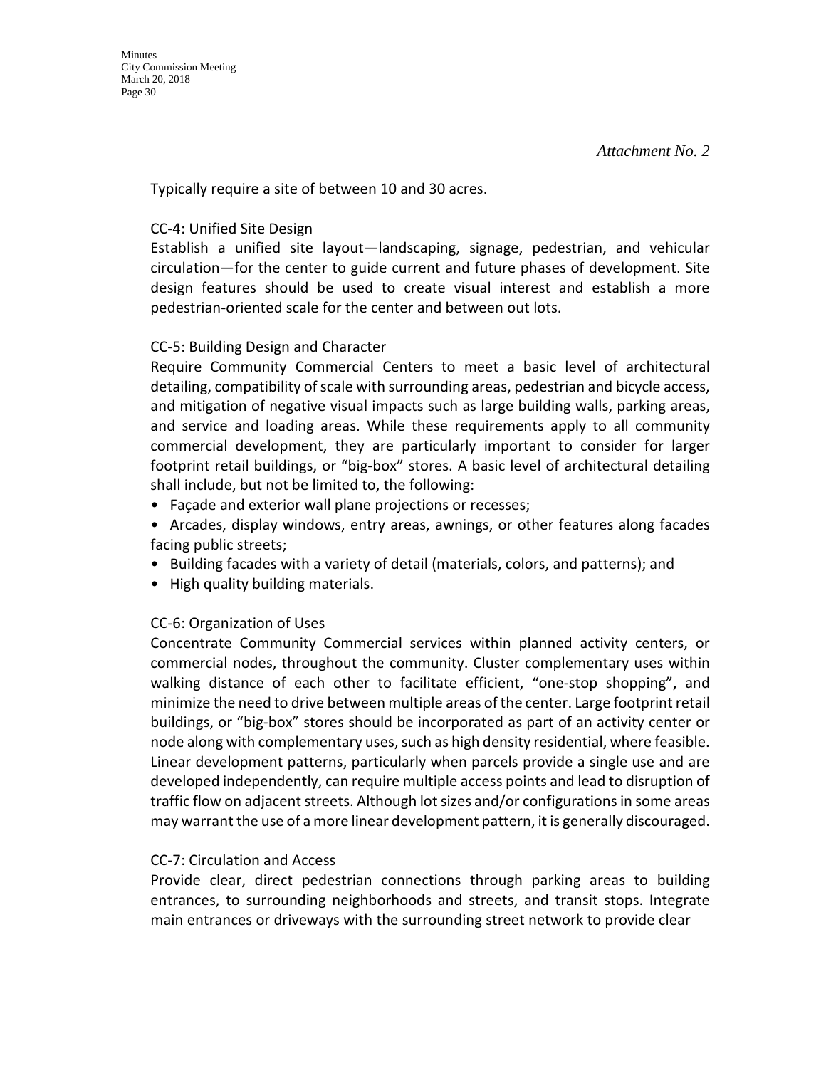*Attachment No. 2*

Typically require a site of between 10 and 30 acres.

CC-4: Unified Site Design

Establish a unified site layout—landscaping, signage, pedestrian, and vehicular circulation—for the center to guide current and future phases of development. Site design features should be used to create visual interest and establish a more pedestrian-oriented scale for the center and between out lots.

CC-5: Building Design and Character

Require Community Commercial Centers to meet a basic level of architectural detailing, compatibility of scale with surrounding areas, pedestrian and bicycle access, and mitigation of negative visual impacts such as large building walls, parking areas, and service and loading areas. While these requirements apply to all community commercial development, they are particularly important to consider for larger footprint retail buildings, or "big-box" stores. A basic level of architectural detailing shall include, but not be limited to, the following:

- Façade and exterior wall plane projections or recesses;
- Arcades, display windows, entry areas, awnings, or other features along facades facing public streets;
- Building facades with a variety of detail (materials, colors, and patterns); and
- High quality building materials.

CC-6: Organization of Uses

Concentrate Community Commercial services within planned activity centers, or commercial nodes, throughout the community. Cluster complementary uses within walking distance of each other to facilitate efficient, "one-stop shopping", and minimize the need to drive between multiple areas of the center. Large footprint retail buildings, or "big-box" stores should be incorporated as part of an activity center or node along with complementary uses, such as high density residential, where feasible. Linear development patterns, particularly when parcels provide a single use and are developed independently, can require multiple access points and lead to disruption of traffic flow on adjacent streets. Although lot sizes and/or configurations in some areas may warrant the use of a more linear development pattern, it is generally discouraged.

CC-7: Circulation and Access

Provide clear, direct pedestrian connections through parking areas to building entrances, to surrounding neighborhoods and streets, and transit stops. Integrate main entrances or driveways with the surrounding street network to provide clear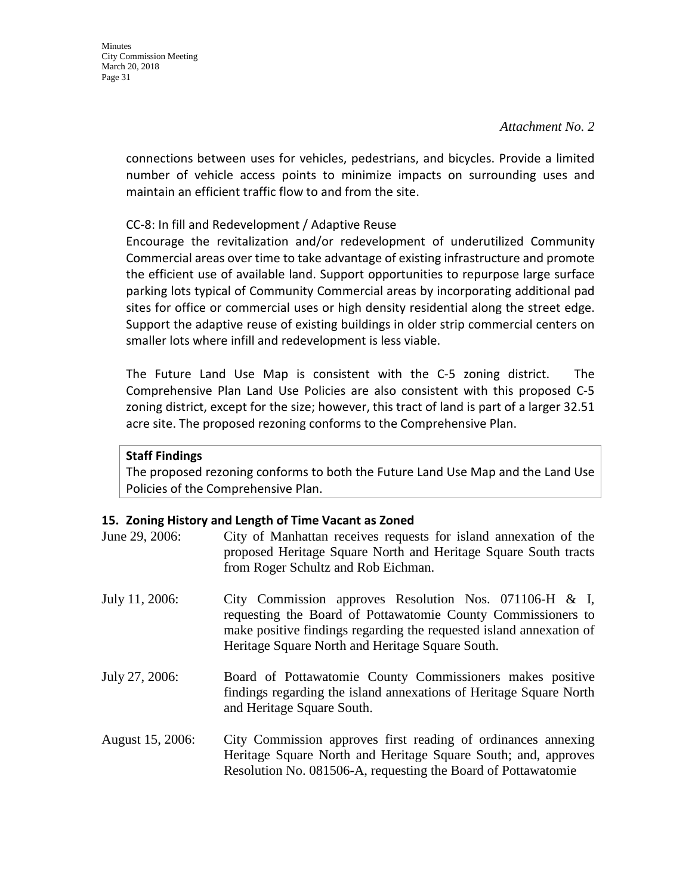*Attachment No. 2*

connections between uses for vehicles, pedestrians, and bicycles. Provide a limited number of vehicle access points to minimize impacts on surrounding uses and maintain an efficient traffic flow to and from the site.

CC-8: In fill and Redevelopment / Adaptive Reuse

Encourage the revitalization and/or redevelopment of underutilized Community Commercial areas over time to take advantage of existing infrastructure and promote the efficient use of available land. Support opportunities to repurpose large surface parking lots typical of Community Commercial areas by incorporating additional pad sites for office or commercial uses or high density residential along the street edge. Support the adaptive reuse of existing buildings in older strip commercial centers on smaller lots where infill and redevelopment is less viable.

The Future Land Use Map is consistent with the C-5 zoning district. The Comprehensive Plan Land Use Policies are also consistent with this proposed C-5 zoning district, except for the size; however, this tract of land is part of a larger 32.51 acre site. The proposed rezoning conforms to the Comprehensive Plan.

**Staff Findings**

The proposed rezoning conforms to both the Future Land Use Map and the Land Use Policies of the Comprehensive Plan.

## 15. Zoning History and Length of Time Vacant as Zoned

June 29, 2006: City of Manhattan receives requests for island annexation of the proposed Heritage Square North and Heritage Square South tracts from Roger Schultz and Rob Eichman.

July 11, 2006: City Commission approves Resolution Nos. 071106-H & I, requesting the Board of Pottawatomie County Commissioners to make positive findings regarding the requested island annexation of Heritage Square North and Heritage Square South.

July 27, 2006: Board of Pottawatomie County Commissioners makes positive findings regarding the island annexations of Heritage Square North and Heritage Square South.

August 15, 2006: City Commission approves first reading of ordinances annexing Heritage Square North and Heritage Square South; and, approves Resolution No. 081506-A, requesting the Board of Pottawatomie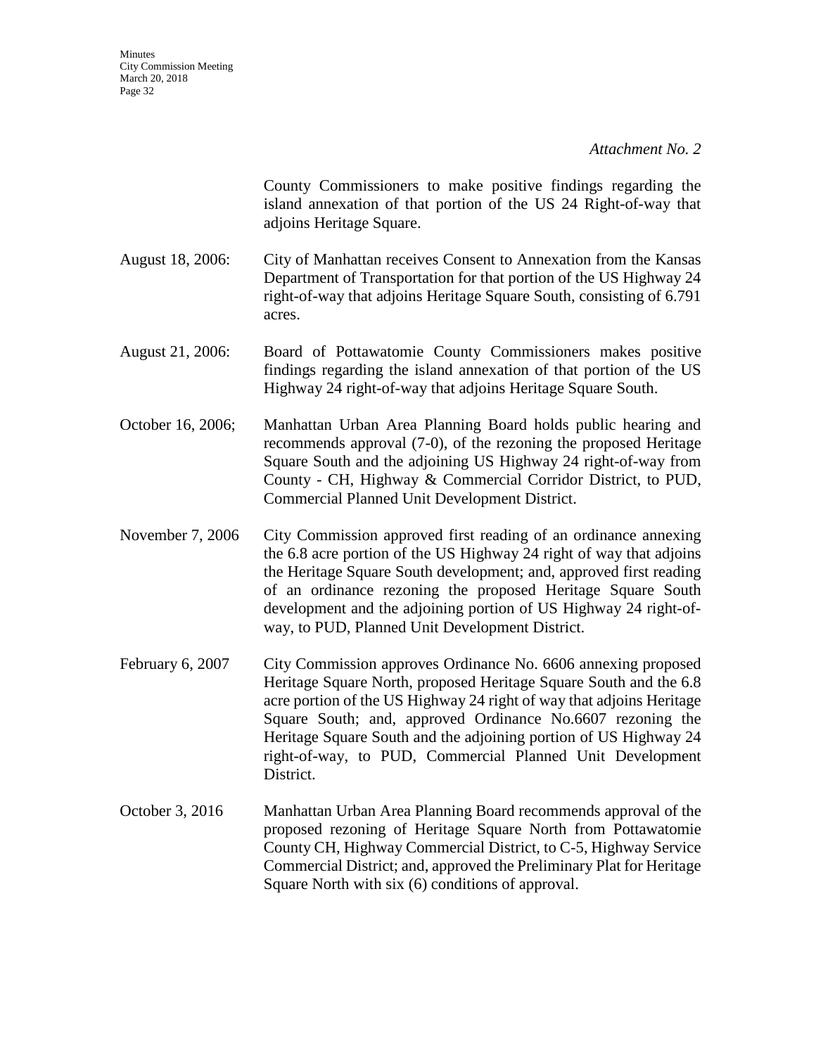*Attachment No. 2*

County Commissioners to make positive findings regarding the island annexation of that portion of the US 24 Right-of-way that adjoins Heritage Square.

August 18, 2006: City of Manhattan receives Consent to Annexation from the Kansas Department of Transportation for that portion of the US Highway 24 right-of-way that adjoins Heritage Square South, consisting of 6.791 acres.

August 21, 2006: Board of Pottawatomie County Commissioners makes positive findings regarding the island annexation of that portion of the US Highway 24 right-of-way that adjoins Heritage Square South.

October 16, 2006; Manhattan Urban Area Planning Board holds public hearing and recommends approval (7-0), of the rezoning the proposed Heritage Square South and the adjoining US Highway 24 right-of-way from County - CH, Highway & Commercial Corridor District, to PUD, Commercial Planned Unit Development District.

November 7, 2006 City Commission approved first reading of an ordinance annexing the 6.8 acre portion of the US Highway 24 right of way that adjoins the Heritage Square South development; and, approved first reading of an ordinance rezoning the proposed Heritage Square South development and the adjoining portion of US Highway 24 right-of-way, to PUD, Planned Unit Development District.

February 6, 2007 City Commission approves Ordinance No. 6606 annexing proposed Heritage Square North, proposed Heritage Square South and the 6.8 acre portion of the US Highway 24 right of way that adjoins Heritage Square South; and, approved Ordinance No.6607 rezoning the Heritage Square South and the adjoining portion of US Highway 24 right-of-way, to PUD, Commercial Planned Unit Development District.

October 3, 2016 Manhattan Urban Area Planning Board recommends approval of the proposed rezoning of Heritage Square North from Pottawatomie County CH, Highway Commercial District, to C-5, Highway Service Commercial District; and, approved the Preliminary Plat for Heritage Square North with six (6) conditions of approval.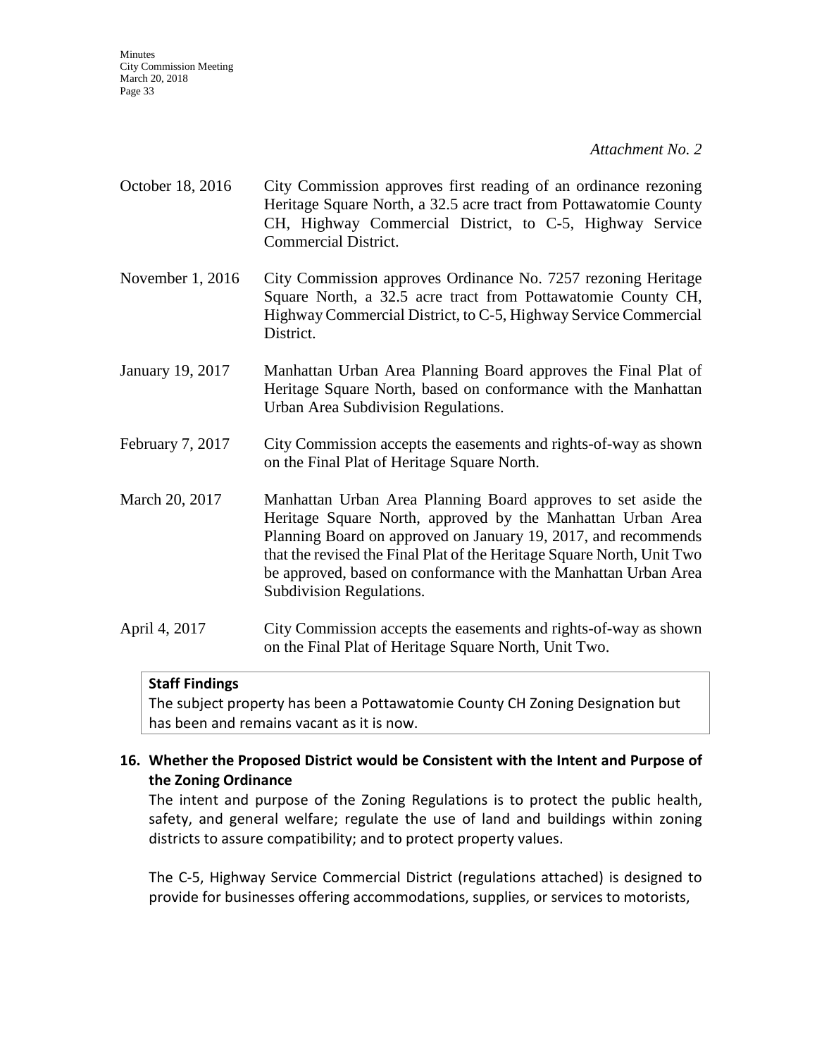*Attachment No. 2*

October 18, 2016 City Commission approves first reading of an ordinance rezoning Heritage Square North, a 32.5 acre tract from Pottawatomie County CH, Highway Commercial District, to C-5, Highway Service Commercial District.

November 1, 2016 City Commission approves Ordinance No. 7257 rezoning Heritage Square North, a 32.5 acre tract from Pottawatomie County CH, Highway Commercial District, to C-5, Highway Service Commercial District.

January 19, 2017 Manhattan Urban Area Planning Board approves the Final Plat of Heritage Square North, based on conformance with the Manhattan Urban Area Subdivision Regulations.

February 7, 2017 City Commission accepts the easements and rights-of-way as shown on the Final Plat of Heritage Square North.

March 20, 2017 Manhattan Urban Area Planning Board approves to set aside the Heritage Square North, approved by the Manhattan Urban Area Planning Board on approved on January 19, 2017, and recommends that the revised the Final Plat of the Heritage Square North, Unit Two be approved, based on conformance with the Manhattan Urban Area Subdivision Regulations.

April 4, 2017 City Commission accepts the easements and rights-of-way as shown on the Final Plat of Heritage Square North, Unit Two.

**Staff Findings**
The subject property has been a Pottawatomie County CH Zoning Designation but has been and remains vacant as it is now.

**16. Whether the Proposed District would be Consistent with the Intent and Purpose of the Zoning Ordinance**

The intent and purpose of the Zoning Regulations is to protect the public health, safety, and general welfare; regulate the use of land and buildings within zoning districts to assure compatibility; and to protect property values.

The C-5, Highway Service Commercial District (regulations attached) is designed to provide for businesses offering accommodations, supplies, or services to motorists,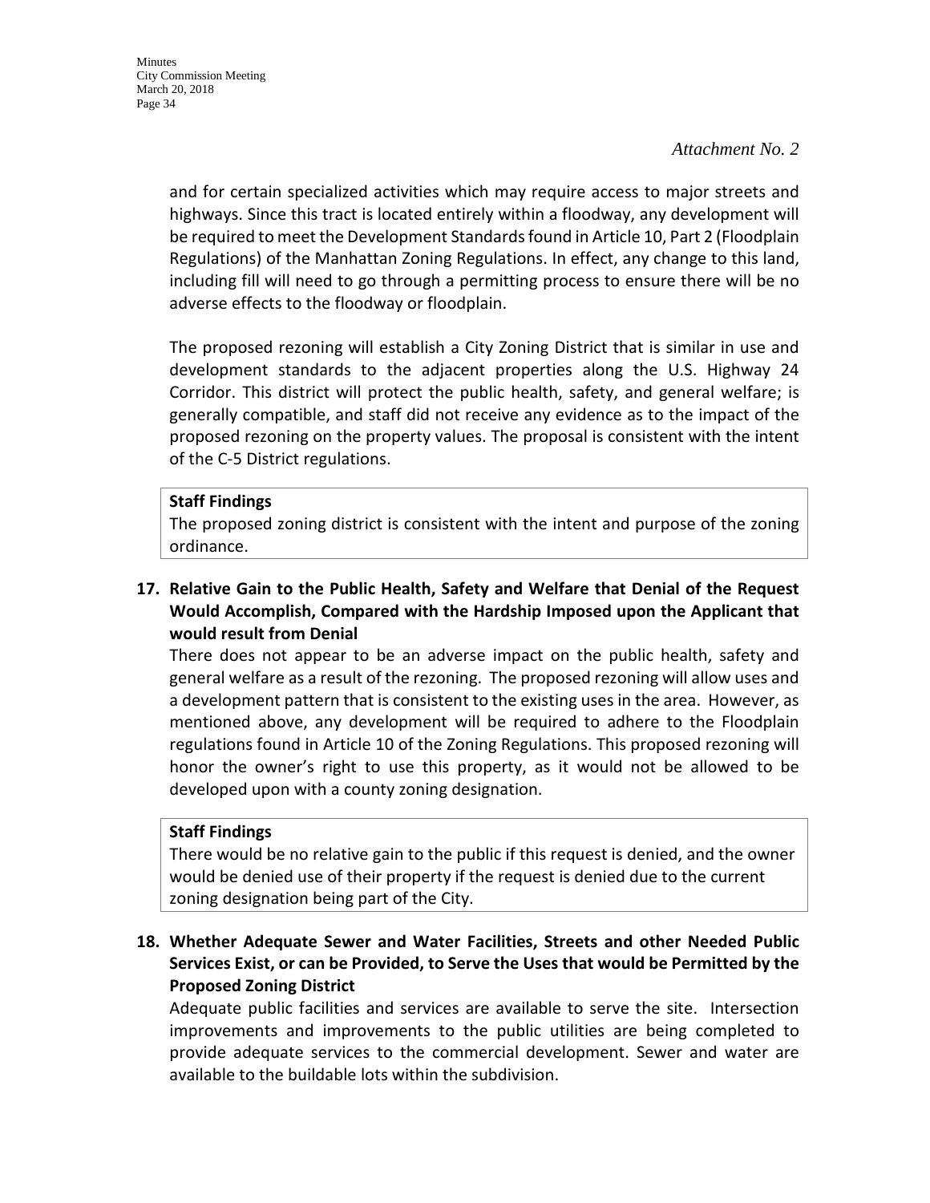*Attachment No. 2*

and for certain specialized activities which may require access to major streets and highways. Since this tract is located entirely within a floodway, any development will be required to meet the Development Standards found in Article 10, Part 2 (Floodplain Regulations) of the Manhattan Zoning Regulations. In effect, any change to this land, including fill will need to go through a permitting process to ensure there will be no adverse effects to the floodway or floodplain.

The proposed rezoning will establish a City Zoning District that is similar in use and development standards to the adjacent properties along the U.S. Highway 24 Corridor. This district will protect the public health, safety, and general welfare; is generally compatible, and staff did not receive any evidence as to the impact of the proposed rezoning on the property values. The proposal is consistent with the intent of the C-5 District regulations.

> **Staff Findings**
> The proposed zoning district is consistent with the intent and purpose of the zoning ordinance.

**17. Relative Gain to the Public Health, Safety and Welfare that Denial of the Request Would Accomplish, Compared with the Hardship Imposed upon the Applicant that would result from Denial**

There does not appear to be an adverse impact on the public health, safety and general welfare as a result of the rezoning. The proposed rezoning will allow uses and a development pattern that is consistent to the existing uses in the area. However, as mentioned above, any development will be required to adhere to the Floodplain regulations found in Article 10 of the Zoning Regulations. This proposed rezoning will honor the owner's right to use this property, as it would not be allowed to be developed upon with a county zoning designation.

> **Staff Findings**
> There would be no relative gain to the public if this request is denied, and the owner would be denied use of their property if the request is denied due to the current zoning designation being part of the City.

**18. Whether Adequate Sewer and Water Facilities, Streets and other Needed Public Services Exist, or can be Provided, to Serve the Uses that would be Permitted by the Proposed Zoning District**

Adequate public facilities and services are available to serve the site. Intersection improvements and improvements to the public utilities are being completed to provide adequate services to the commercial development. Sewer and water are available to the buildable lots within the subdivision.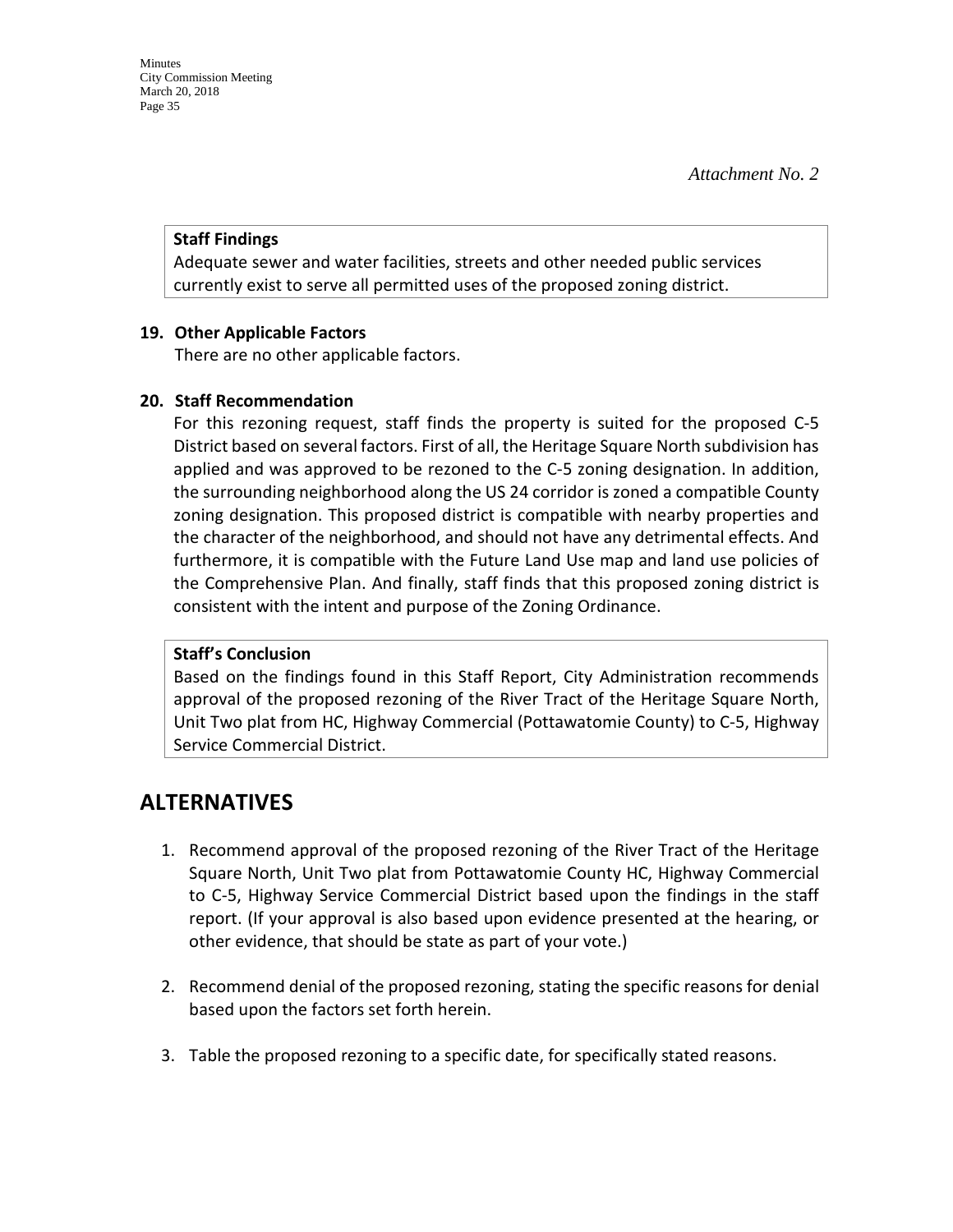*Attachment No. 2*

**Staff Findings**

Adequate sewer and water facilities, streets and other needed public services currently exist to serve all permitted uses of the proposed zoning district.

**19. Other Applicable Factors**

There are no other applicable factors.

**20. Staff Recommendation**

For this rezoning request, staff finds the property is suited for the proposed C-5 District based on several factors. First of all, the Heritage Square North subdivision has applied and was approved to be rezoned to the C-5 zoning designation. In addition, the surrounding neighborhood along the US 24 corridor is zoned a compatible County zoning designation. This proposed district is compatible with nearby properties and the character of the neighborhood, and should not have any detrimental effects. And furthermore, it is compatible with the Future Land Use map and land use policies of the Comprehensive Plan. And finally, staff finds that this proposed zoning district is consistent with the intent and purpose of the Zoning Ordinance.

**Staff's Conclusion**

Based on the findings found in this Staff Report, City Administration recommends approval of the proposed rezoning of the River Tract of the Heritage Square North, Unit Two plat from HC, Highway Commercial (Pottawatomie County) to C-5, Highway Service Commercial District.

## ALTERNATIVES

1. Recommend approval of the proposed rezoning of the River Tract of the Heritage Square North, Unit Two plat from Pottawatomie County HC, Highway Commercial to C-5, Highway Service Commercial District based upon the findings in the staff report. (If your approval is also based upon evidence presented at the hearing, or other evidence, that should be state as part of your vote.)

2. Recommend denial of the proposed rezoning, stating the specific reasons for denial based upon the factors set forth herein.

3. Table the proposed rezoning to a specific date, for specifically stated reasons.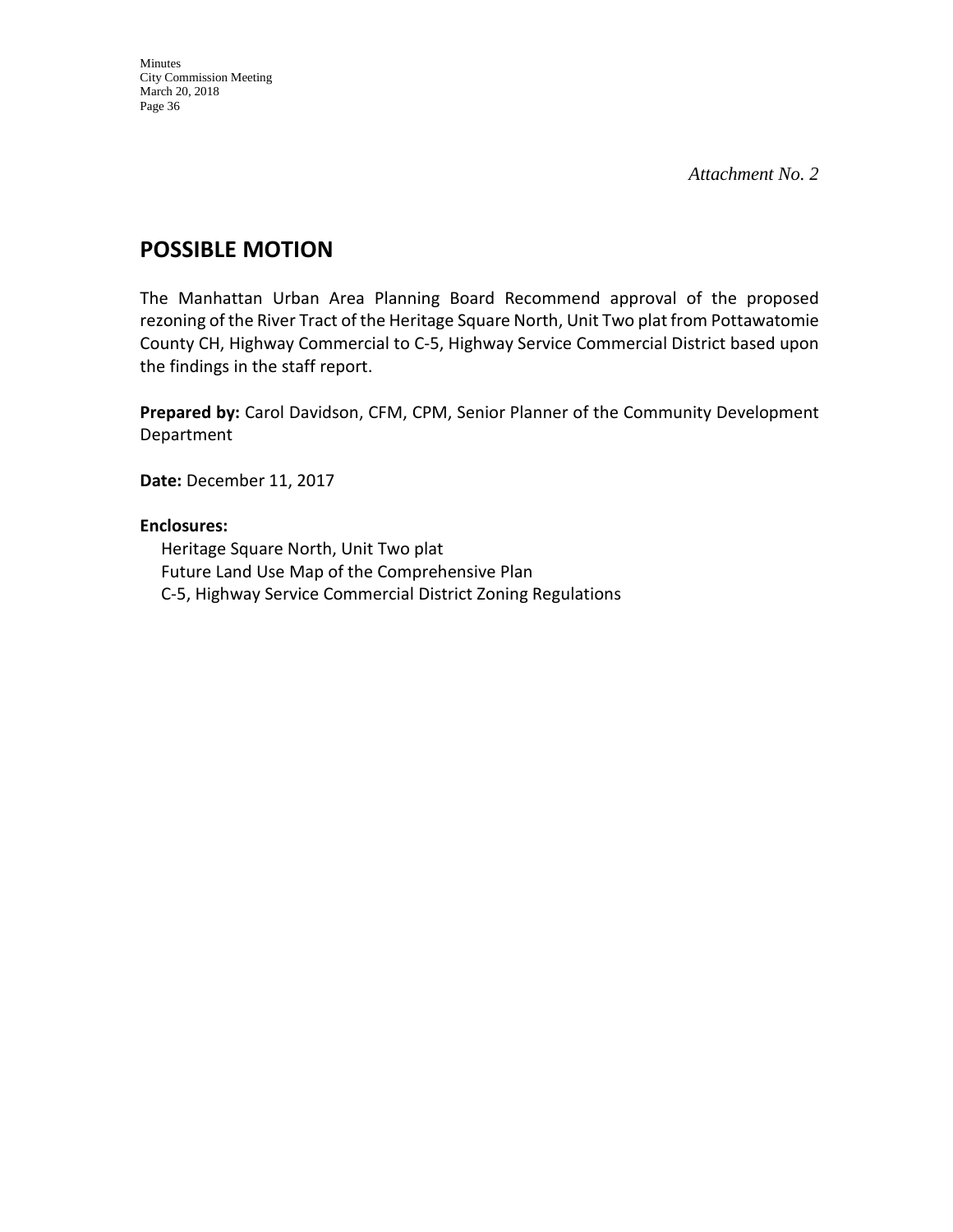*Attachment No. 2*

## POSSIBLE MOTION

The Manhattan Urban Area Planning Board Recommend approval of the proposed rezoning of the River Tract of the Heritage Square North, Unit Two plat from Pottawatomie County CH, Highway Commercial to C-5, Highway Service Commercial District based upon the findings in the staff report.

**Prepared by:** Carol Davidson, CFM, CPM, Senior Planner of the Community Development Department

**Date:** December 11, 2017

**Enclosures:**

Heritage Square North, Unit Two plat
Future Land Use Map of the Comprehensive Plan
C-5, Highway Service Commercial District Zoning Regulations